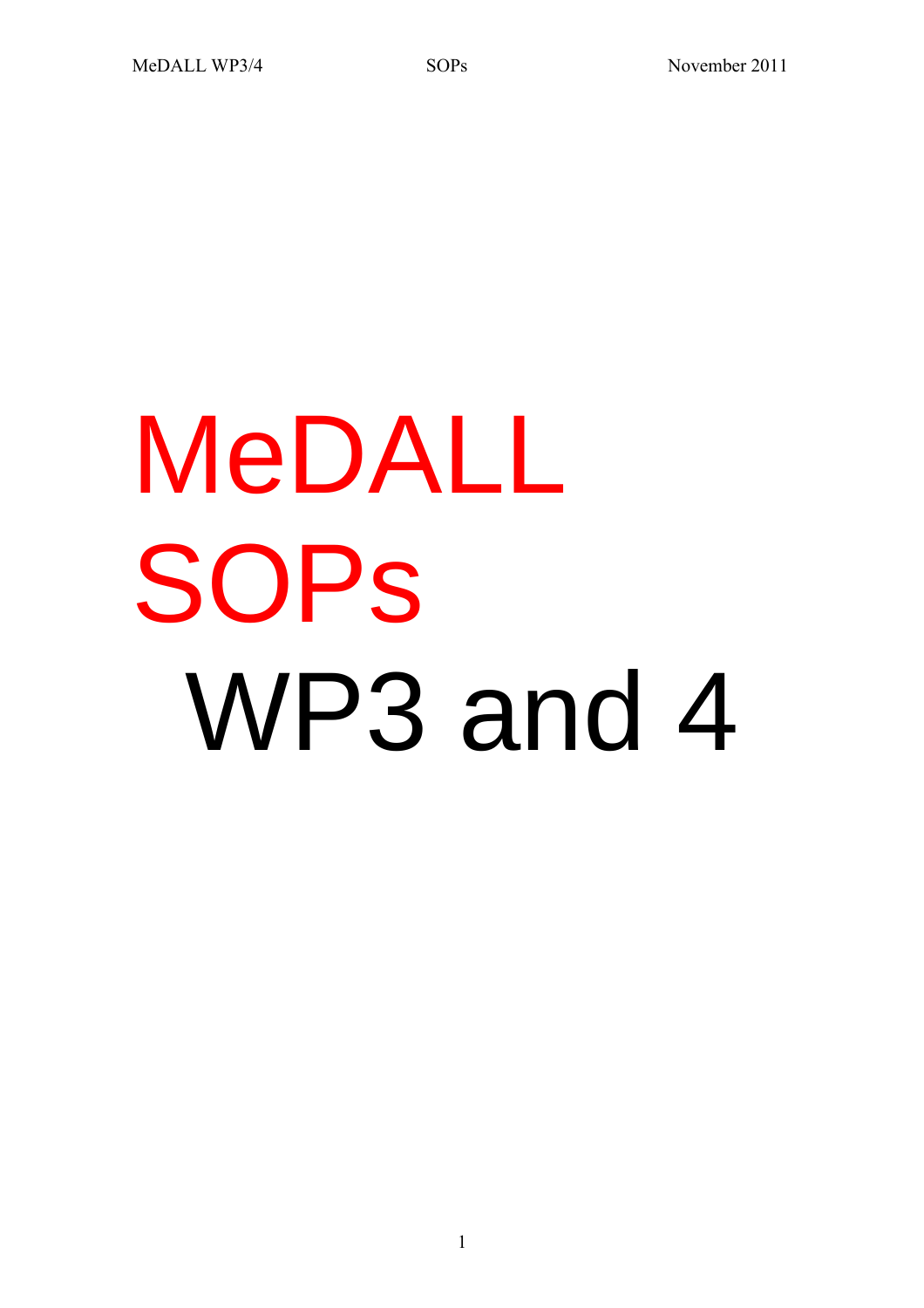# MeDALL SOPs

# WP3 and 4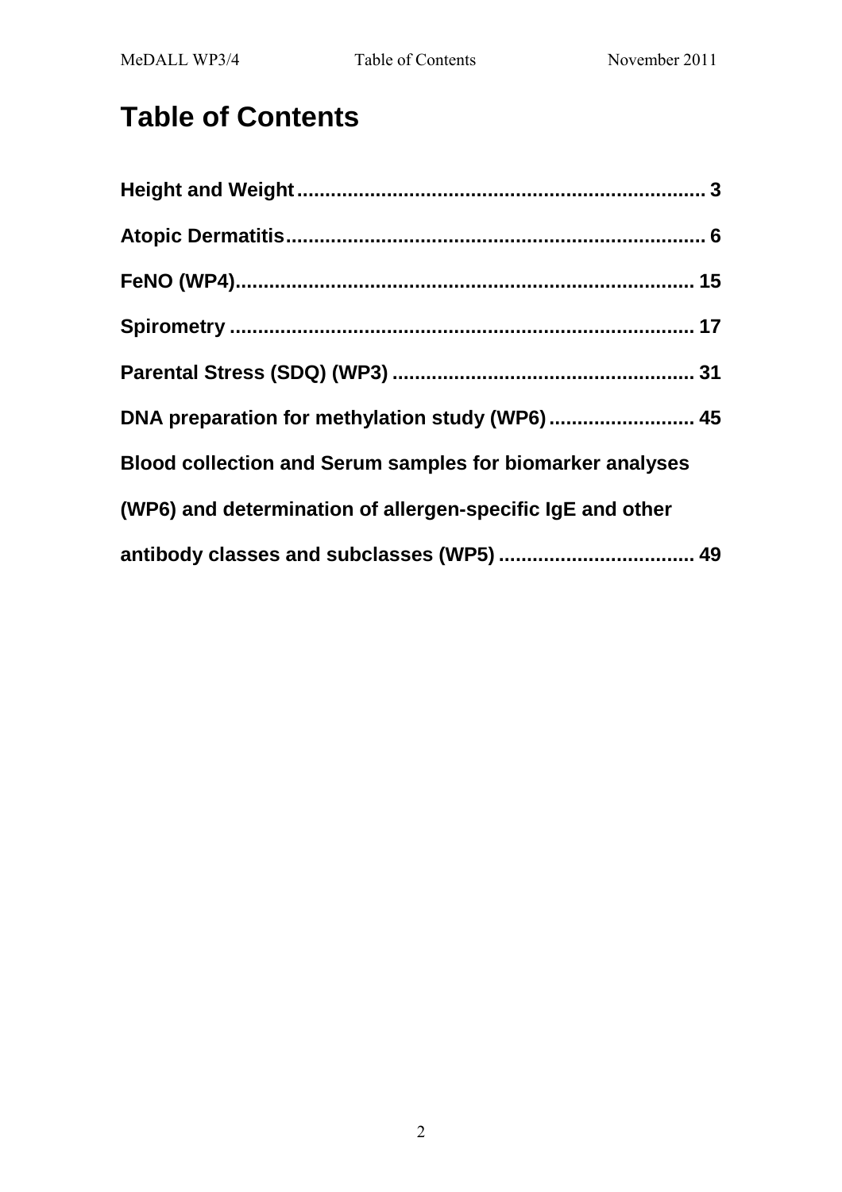# Table of Contents

**Height and Weight** ........................................................................ 3

**Atopic Dermatitis** .......................................................................... 6

**FeNO (WP4)** ................................................................................ 15

**Spirometry** .................................................................................. 17

**Parental Stress (SDQ) (WP3)** ...................................................... 31

**DNA preparation for methylation study (WP6)** .......................... 45

**Blood collection and Serum samples for biomarker analyses (WP6) and determination of allergen-specific IgE and other antibody classes and subclasses (WP5)** ................................... 49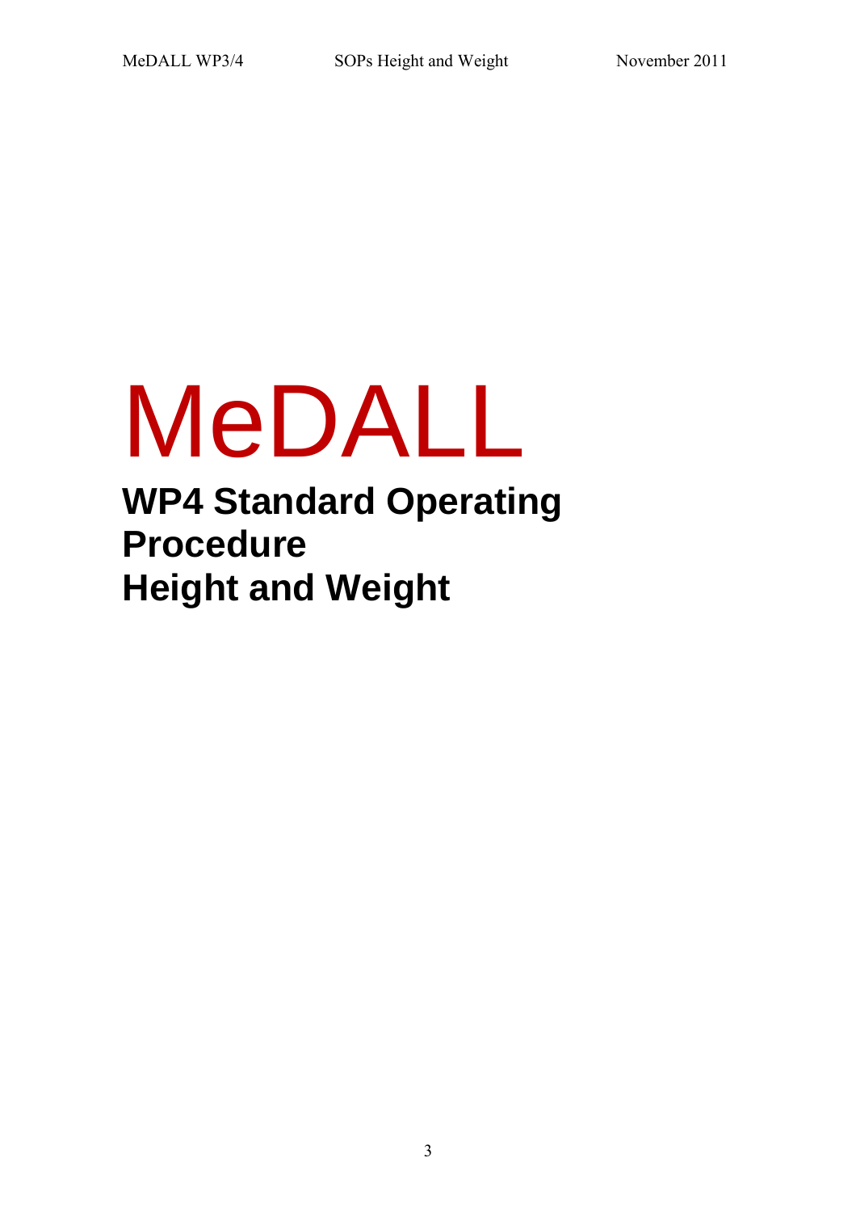# MeDALL

## WP4 Standard Operating Procedure
## Height and Weight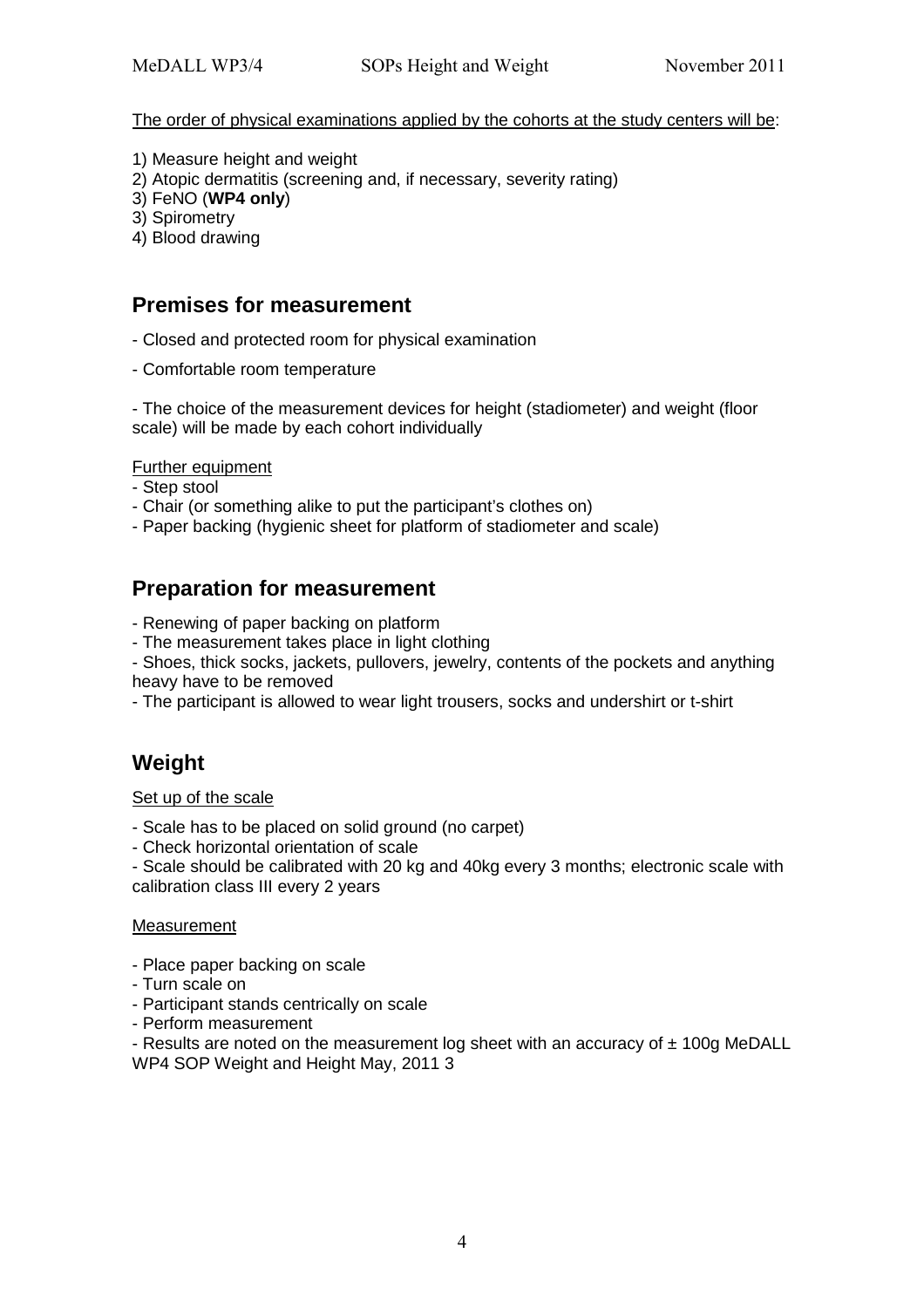The order of physical examinations applied by the cohorts at the study centers will be:

1) Measure height and weight
2) Atopic dermatitis (screening and, if necessary, severity rating)
3) FeNO (**WP4 only**)
3) Spirometry
4) Blood drawing

## Premises for measurement

- Closed and protected room for physical examination

- Comfortable room temperature

- The choice of the measurement devices for height (stadiometer) and weight (floor scale) will be made by each cohort individually

Further equipment

- Step stool
- Chair (or something alike to put the participant's clothes on)
- Paper backing (hygienic sheet for platform of stadiometer and scale)

## Preparation for measurement

- Renewing of paper backing on platform
- The measurement takes place in light clothing
- Shoes, thick socks, jackets, pullovers, jewelry, contents of the pockets and anything heavy have to be removed
- The participant is allowed to wear light trousers, socks and undershirt or t-shirt

## Weight

Set up of the scale

- Scale has to be placed on solid ground (no carpet)
- Check horizontal orientation of scale
- Scale should be calibrated with 20 kg and 40kg every 3 months; electronic scale with calibration class III every 2 years

Measurement

- Place paper backing on scale
- Turn scale on
- Participant stands centrically on scale
- Perform measurement
- Results are noted on the measurement log sheet with an accuracy of ± 100g MeDALL WP4 SOP Weight and Height May, 2011 3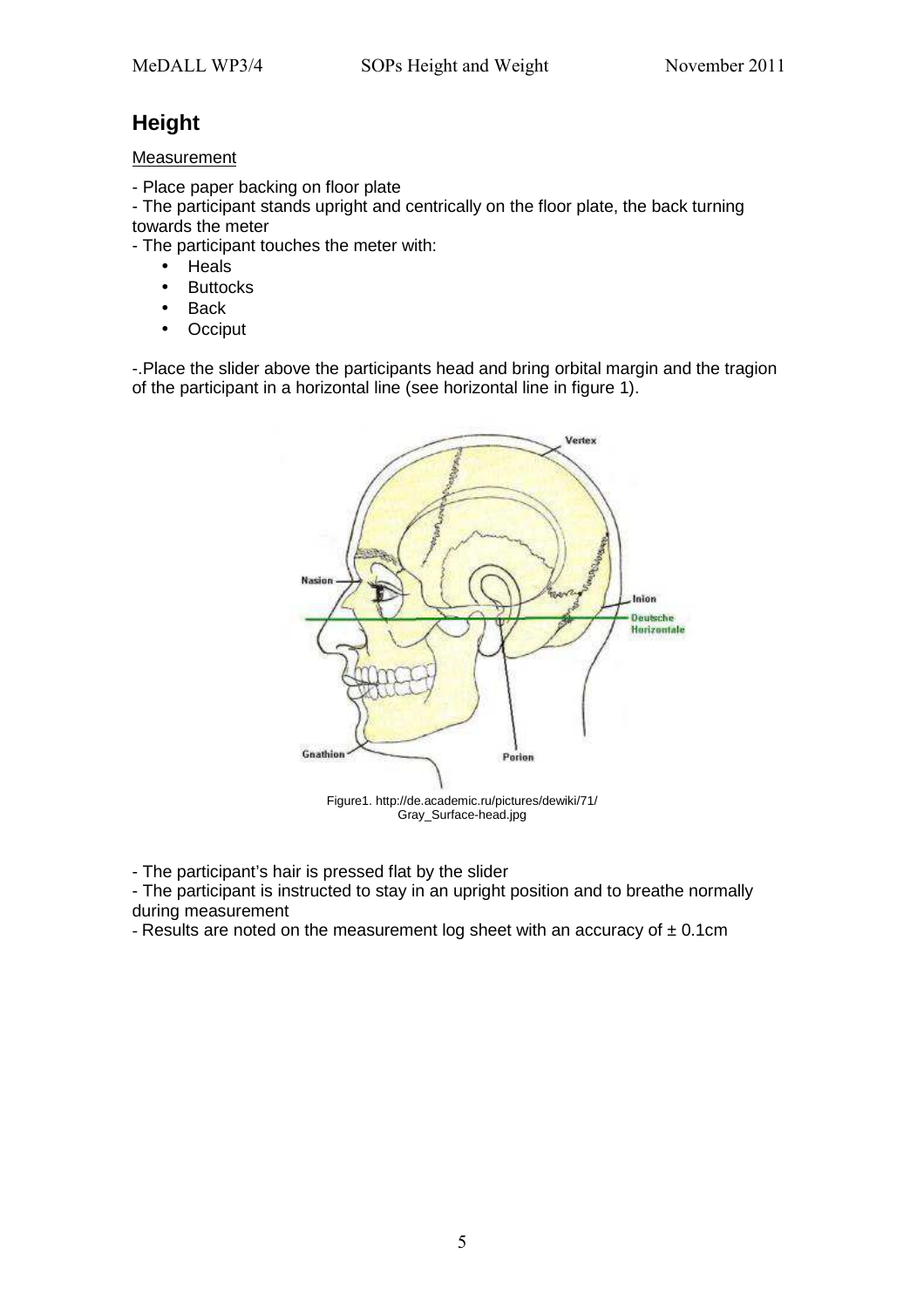## Height

Measurement

- Place paper backing on floor plate
- The participant stands upright and centrically on the floor plate, the back turning towards the meter
- The participant touches the meter with:
  - Heals
  - Buttocks
  - Back
  - Occiput

-.Place the slider above the participants head and bring orbital margin and the tragion of the participant in a horizontal line (see horizontal line in figure 1).

Figure1. http://de.academic.ru/pictures/dewiki/71/Gray_Surface-head.jpg

- The participant's hair is pressed flat by the slider
- The participant is instructed to stay in an upright position and to breathe normally during measurement
- Results are noted on the measurement log sheet with an accuracy of ± 0.1cm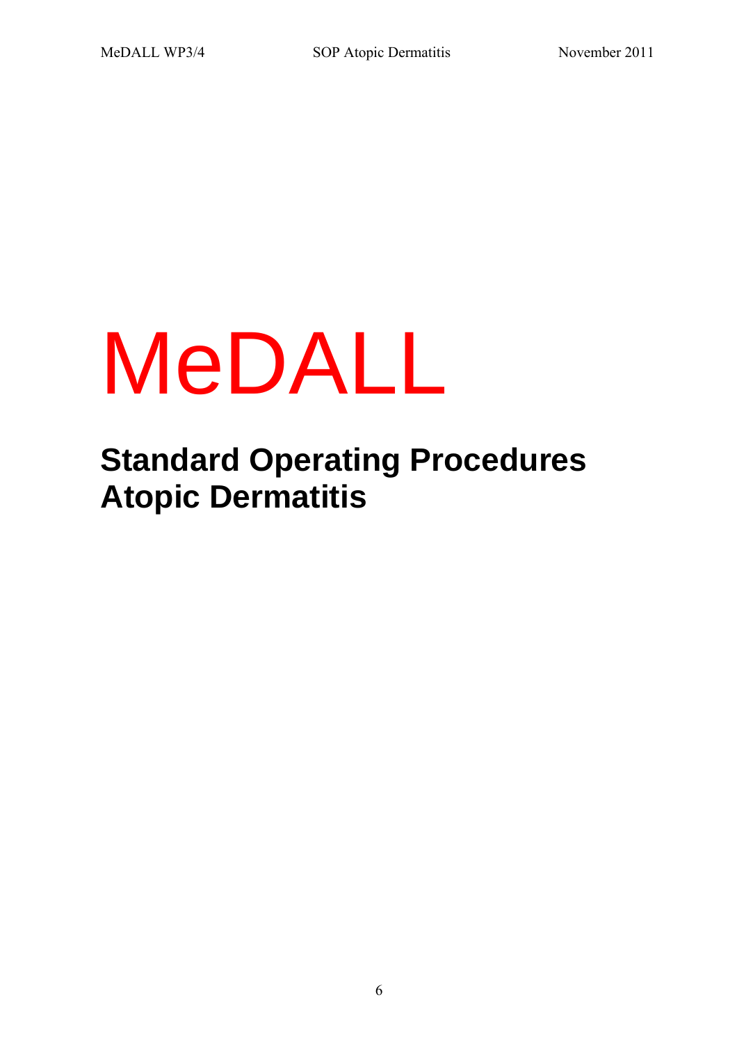# MeDALL

## Standard Operating Procedures Atopic Dermatitis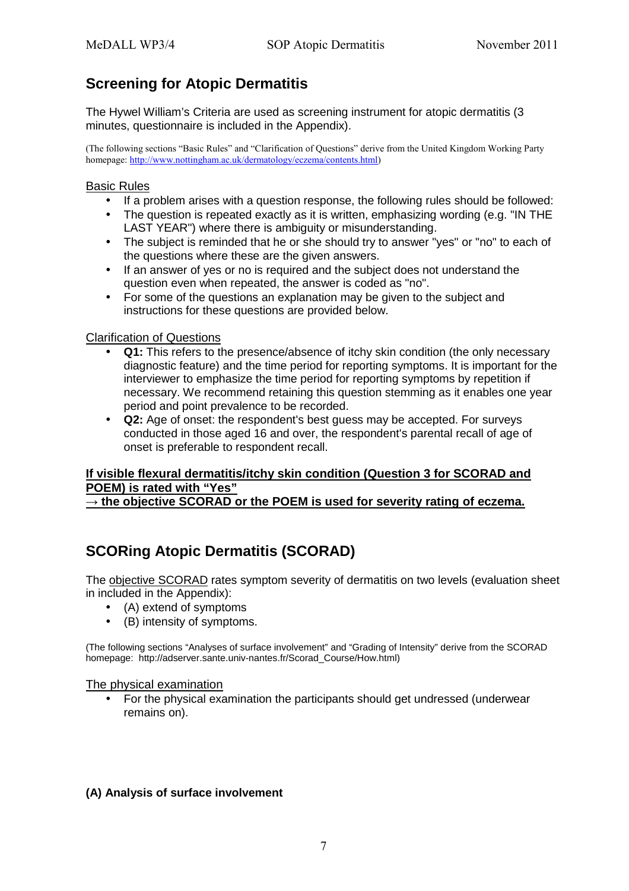## Screening for Atopic Dermatitis

The Hywel William's Criteria are used as screening instrument for atopic dermatitis (3 minutes, questionnaire is included in the Appendix).

(The following sections "Basic Rules" and "Clarification of Questions" derive from the United Kingdom Working Party homepage: http://www.nottingham.ac.uk/dermatology/eczema/contents.html)

Basic Rules

- If a problem arises with a question response, the following rules should be followed:
- The question is repeated exactly as it is written, emphasizing wording (e.g. "IN THE LAST YEAR") where there is ambiguity or misunderstanding.
- The subject is reminded that he or she should try to answer "yes" or "no" to each of the questions where these are the given answers.
- If an answer of yes or no is required and the subject does not understand the question even when repeated, the answer is coded as "no".
- For some of the questions an explanation may be given to the subject and instructions for these questions are provided below.

Clarification of Questions

- **Q1:** This refers to the presence/absence of itchy skin condition (the only necessary diagnostic feature) and the time period for reporting symptoms. It is important for the interviewer to emphasize the time period for reporting symptoms by repetition if necessary. We recommend retaining this question stemming as it enables one year period and point prevalence to be recorded.
- **Q2:** Age of onset: the respondent's best guess may be accepted. For surveys conducted in those aged 16 and over, the respondent's parental recall of age of onset is preferable to respondent recall.

**If visible flexural dermatitis/itchy skin condition (Question 3 for SCORAD and POEM) is rated with "Yes"**
**→ the objective SCORAD or the POEM is used for severity rating of eczema.**

## SCORing Atopic Dermatitis (SCORAD)

The objective SCORAD rates symptom severity of dermatitis on two levels (evaluation sheet in included in the Appendix):

- (A) extend of symptoms
- (B) intensity of symptoms.

(The following sections "Analyses of surface involvement" and "Grading of Intensity" derive from the SCORAD homepage: http://adserver.sante.univ-nantes.fr/Scorad_Course/How.html)

The physical examination

- For the physical examination the participants should get undressed (underwear remains on).

**(A) Analysis of surface involvement**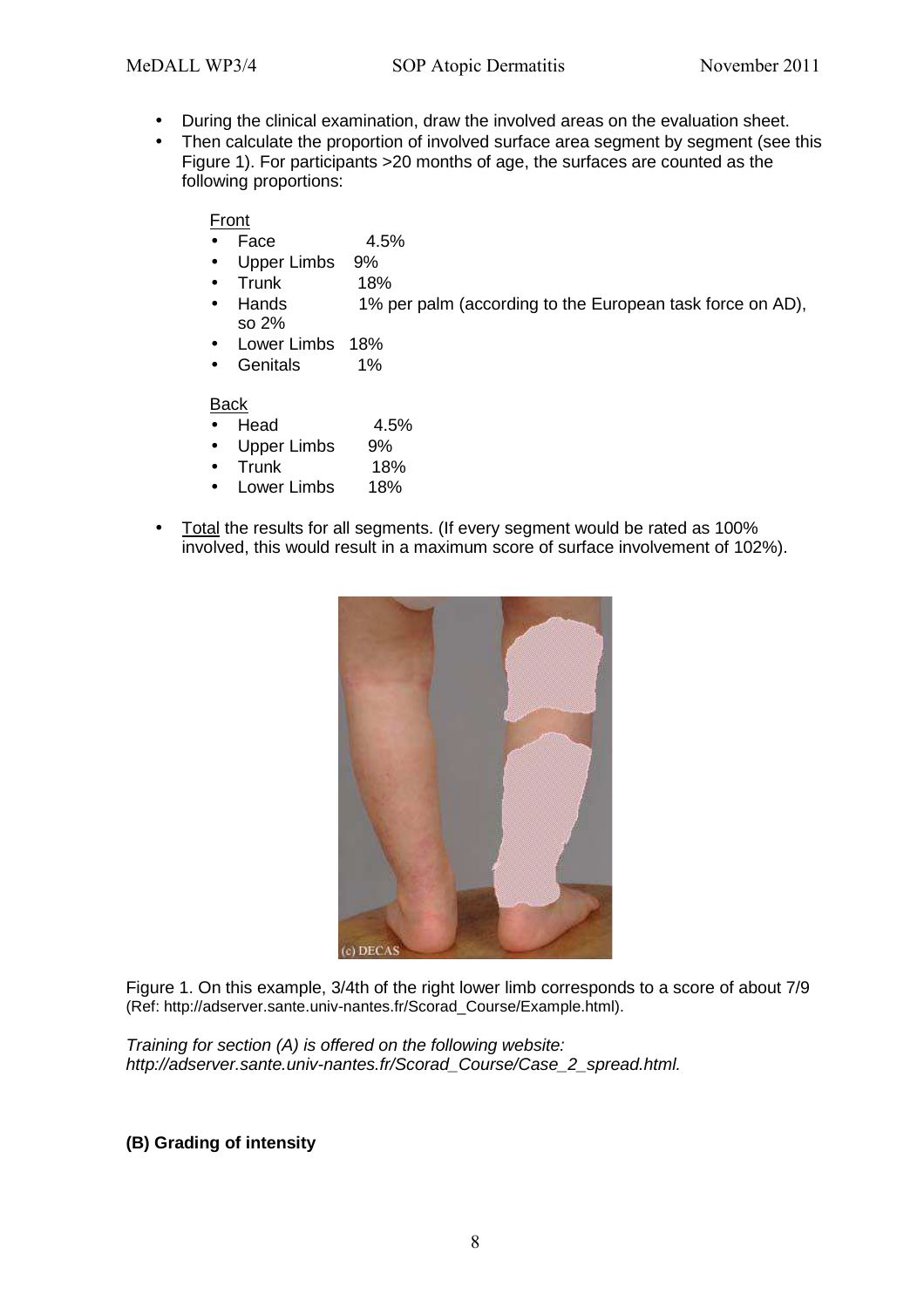- During the clinical examination, draw the involved areas on the evaluation sheet.
- Then calculate the proportion of involved surface area segment by segment (see this Figure 1). For participants >20 months of age, the surfaces are counted as the following proportions:

  Front
  - Face 4.5%
  - Upper Limbs 9%
  - Trunk 18%
  - Hands 1% per palm (according to the European task force on AD), so 2%
  - Lower Limbs 18%
  - Genitals 1%

  Back
  - Head 4.5%
  - Upper Limbs 9%
  - Trunk 18%
  - Lower Limbs 18%

- Total the results for all segments. (If every segment would be rated as 100% involved, this would result in a maximum score of surface involvement of 102%).

Figure 1. On this example, 3/4th of the right lower limb corresponds to a score of about 7/9 (Ref: http://adserver.sante.univ-nantes.fr/Scorad_Course/Example.html).

*Training for section (A) is offered on the following website: http://adserver.sante.univ-nantes.fr/Scorad_Course/Case_2_spread.html.*

**(B) Grading of intensity**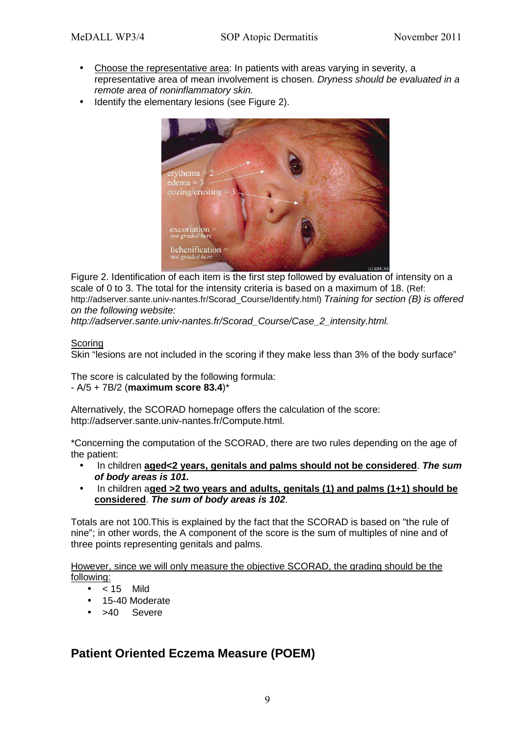- Choose the representative area: In patients with areas varying in severity, a representative area of mean involvement is chosen. *Dryness should be evaluated in a remote area of noninflammatory skin.*
- Identify the elementary lesions (see Figure 2).

Figure 2. Identification of each item is the first step followed by evaluation of intensity on a scale of 0 to 3. The total for the intensity criteria is based on a maximum of 18. (Ref: http://adserver.sante.univ-nantes.fr/Scorad_Course/Identify.html) *Training for section (B) is offered on the following website: http://adserver.sante.univ-nantes.fr/Scorad_Course/Case_2_intensity.html.*

Scoring

Skin "lesions are not included in the scoring if they make less than 3% of the body surface"

The score is calculated by the following formula:
- A/5 + 7B/2 (**maximum score 83.4**)*

Alternatively, the SCORAD homepage offers the calculation of the score: http://adserver.sante.univ-nantes.fr/Compute.html.

*Concerning the computation of the SCORAD, there are two rules depending on the age of the patient:

- In children **aged<2 years, genitals and palms should not be considered**. ***The sum of body areas is 101.***
- In children a**ged >2 two years and adults, genitals (1) and palms (1+1) should be considered**. ***The sum of body areas is 102***.

Totals are not 100.This is explained by the fact that the SCORAD is based on "the rule of nine"; in other words, the A component of the score is the sum of multiples of nine and of three points representing genitals and palms.

However, since we will only measure the objective SCORAD, the grading should be the following:

- < 15 Mild
- 15-40 Moderate
- >40 Severe

## Patient Oriented Eczema Measure (POEM)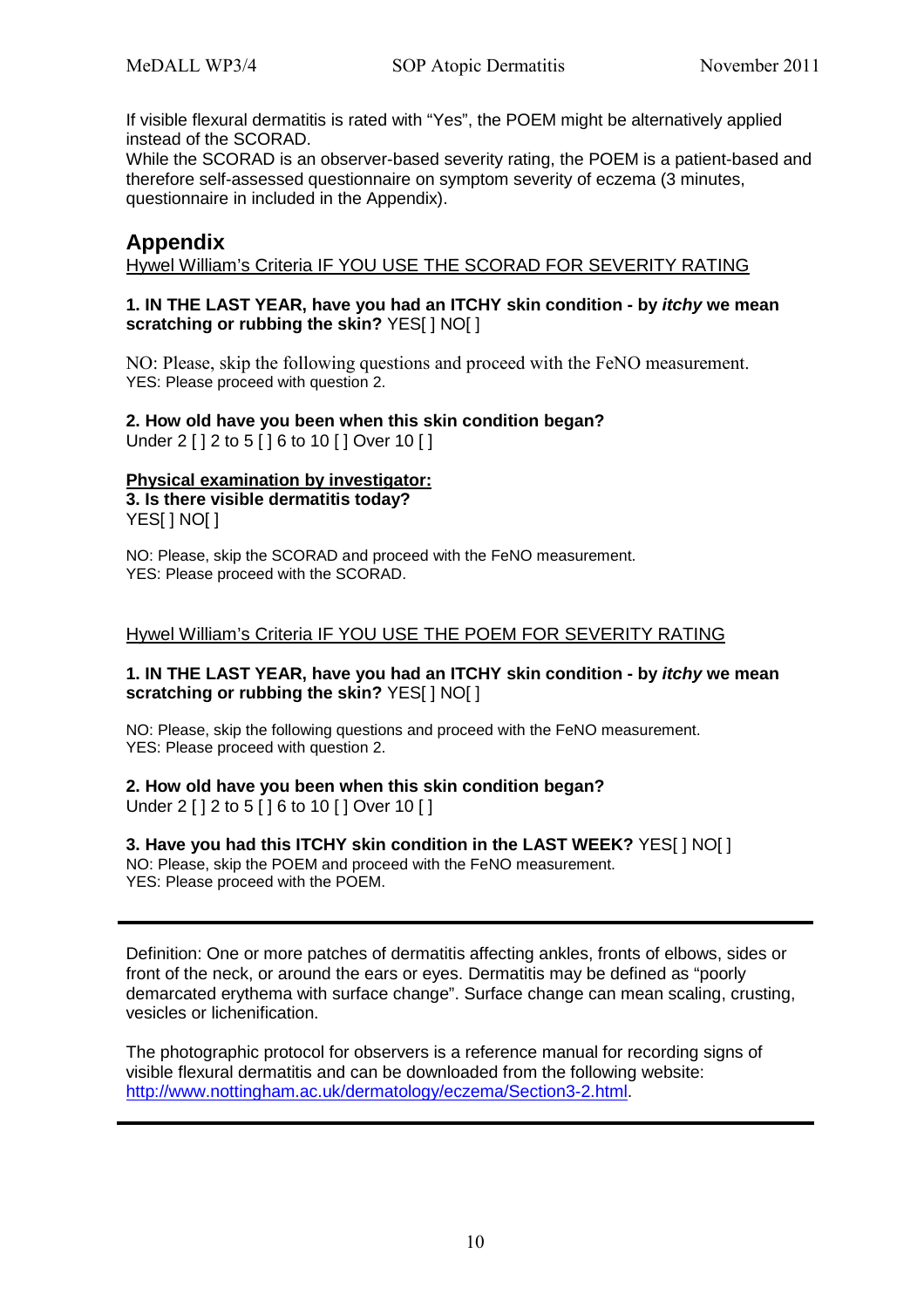If visible flexural dermatitis is rated with "Yes", the POEM might be alternatively applied instead of the SCORAD.
While the SCORAD is an observer-based severity rating, the POEM is a patient-based and therefore self-assessed questionnaire on symptom severity of eczema (3 minutes, questionnaire in included in the Appendix).

## Appendix

Hywel William's Criteria IF YOU USE THE SCORAD FOR SEVERITY RATING

**1. IN THE LAST YEAR, have you had an ITCHY skin condition - by *itchy* we mean scratching or rubbing the skin?** YES[ ] NO[ ]

NO: Please, skip the following questions and proceed with the FeNO measurement.
YES: Please proceed with question 2.

**2. How old have you been when this skin condition began?**
Under 2 [ ] 2 to 5 [ ] 6 to 10 [ ] Over 10 [ ]

**Physical examination by investigator:**
**3. Is there visible dermatitis today?**
YES[ ] NO[ ]

NO: Please, skip the SCORAD and proceed with the FeNO measurement.
YES: Please proceed with the SCORAD.

Hywel William's Criteria IF YOU USE THE POEM FOR SEVERITY RATING

**1. IN THE LAST YEAR, have you had an ITCHY skin condition - by *itchy* we mean scratching or rubbing the skin?** YES[ ] NO[ ]

NO: Please, skip the following questions and proceed with the FeNO measurement.
YES: Please proceed with question 2.

**2. How old have you been when this skin condition began?**
Under 2 [ ] 2 to 5 [ ] 6 to 10 [ ] Over 10 [ ]

**3. Have you had this ITCHY skin condition in the LAST WEEK?** YES[ ] NO[ ]
NO: Please, skip the POEM and proceed with the FeNO measurement.
YES: Please proceed with the POEM.

---

Definition: One or more patches of dermatitis affecting ankles, fronts of elbows, sides or front of the neck, or around the ears or eyes. Dermatitis may be defined as "poorly demarcated erythema with surface change". Surface change can mean scaling, crusting, vesicles or lichenification.

The photographic protocol for observers is a reference manual for recording signs of visible flexural dermatitis and can be downloaded from the following website: http://www.nottingham.ac.uk/dermatology/eczema/Section3-2.html.

---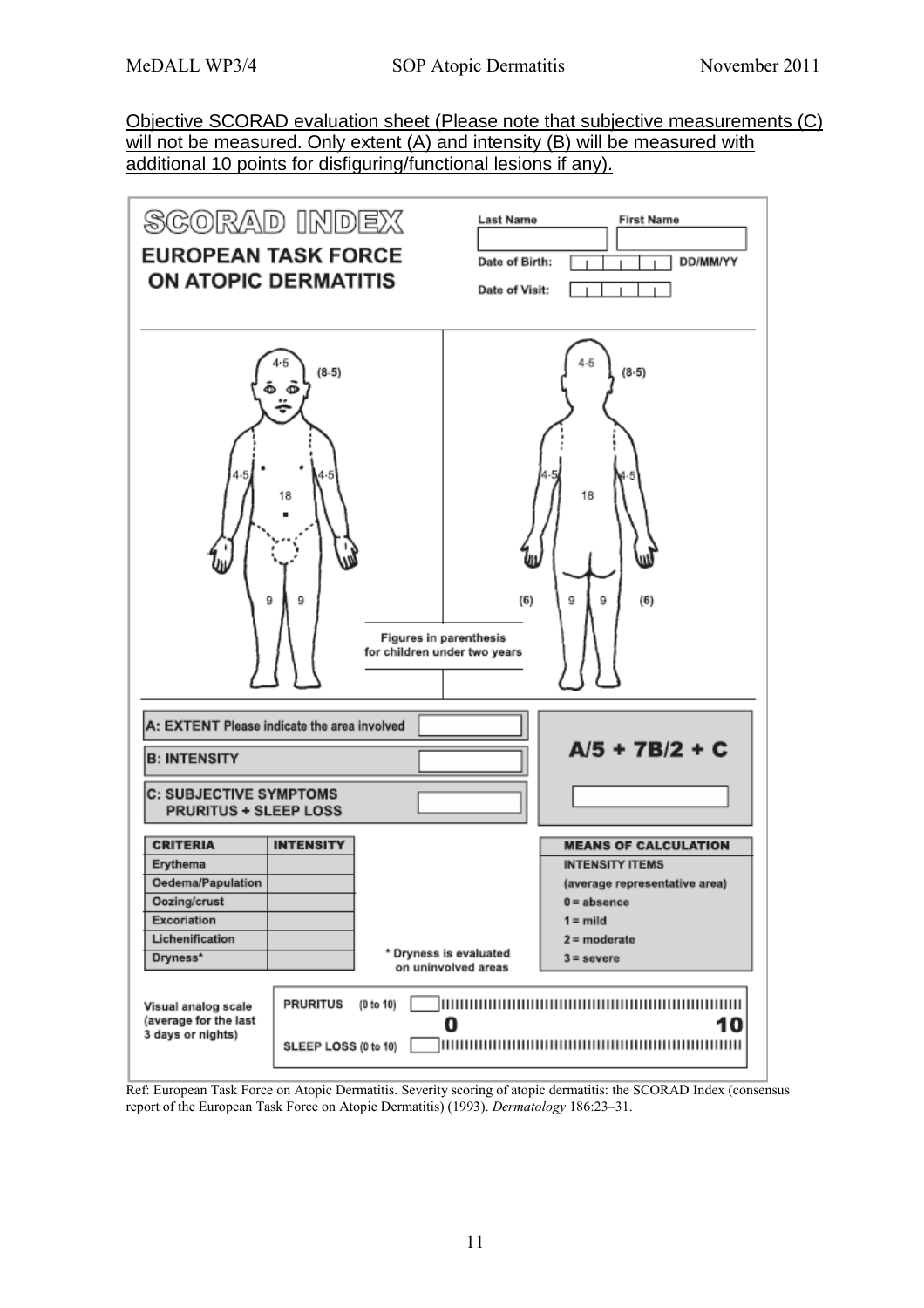Objective SCORAD evaluation sheet (Please note that subjective measurements (C) will not be measured. Only extent (A) and intensity (B) will be measured with additional 10 points for disfiguring/functional lesions if any).

# SCORAD INDEX

**EUROPEAN TASK FORCE ON ATOPIC DERMATITIS**

Last Name | First Name

Date of Birth: DD/MM/YY

Date of Visit:

4·5 (8·5) | 4·5 | 4·5 | 18 | 9 | 9

4·5 (8·5) | 4·5 | 4·5 | 18 | (6) | 9 | 9 | (6)

Figures in parenthesis for children under two years

A: EXTENT Please indicate the area involved

B: INTENSITY

C: SUBJECTIVE SYMPTOMS PRURITUS + SLEEP LOSS

$A/5 + 7B/2 + C$

| CRITERIA | INTENSITY |
|---|---|
| Erythema | |
| Oedema/Papulation | |
| Oozing/crust | |
| Excoriation | |
| Lichenification | |
| Dryness* | |

\* Dryness is evaluated on uninvolved areas

**MEANS OF CALCULATION**

INTENSITY ITEMS (average representative area)

0 = absence
1 = mild
2 = moderate
3 = severe

Visual analog scale (average for the last 3 days or nights)

PRURITUS (0 to 10)

0 — 10

SLEEP LOSS (0 to 10)

Ref: European Task Force on Atopic Dermatitis. Severity scoring of atopic dermatitis: the SCORAD Index (consensus report of the European Task Force on Atopic Dermatitis) (1993). *Dermatology* 186:23–31.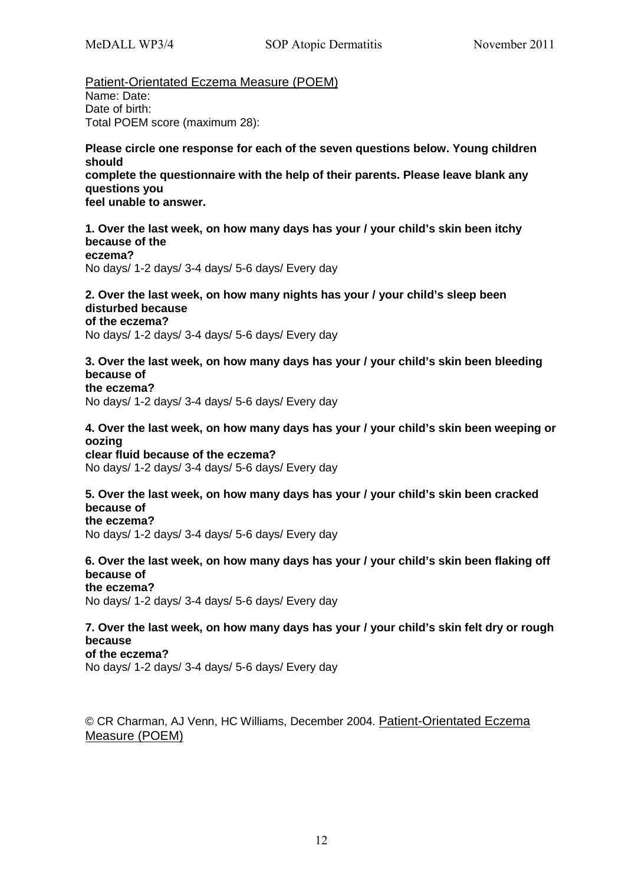Patient-Orientated Eczema Measure (POEM)

Name: Date:

Date of birth:

Total POEM score (maximum 28):

**Please circle one response for each of the seven questions below. Young children should complete the questionnaire with the help of their parents. Please leave blank any questions you feel unable to answer.**

**1. Over the last week, on how many days has your / your child's skin been itchy because of the eczema?**

No days/ 1-2 days/ 3-4 days/ 5-6 days/ Every day

**2. Over the last week, on how many nights has your / your child's sleep been disturbed because of the eczema?**

No days/ 1-2 days/ 3-4 days/ 5-6 days/ Every day

**3. Over the last week, on how many days has your / your child's skin been bleeding because of the eczema?**

No days/ 1-2 days/ 3-4 days/ 5-6 days/ Every day

**4. Over the last week, on how many days has your / your child's skin been weeping or oozing clear fluid because of the eczema?**

No days/ 1-2 days/ 3-4 days/ 5-6 days/ Every day

**5. Over the last week, on how many days has your / your child's skin been cracked because of the eczema?**

No days/ 1-2 days/ 3-4 days/ 5-6 days/ Every day

**6. Over the last week, on how many days has your / your child's skin been flaking off because of the eczema?**

No days/ 1-2 days/ 3-4 days/ 5-6 days/ Every day

**7. Over the last week, on how many days has your / your child's skin felt dry or rough because of the eczema?**

No days/ 1-2 days/ 3-4 days/ 5-6 days/ Every day

© CR Charman, AJ Venn, HC Williams, December 2004. Patient-Orientated Eczema Measure (POEM)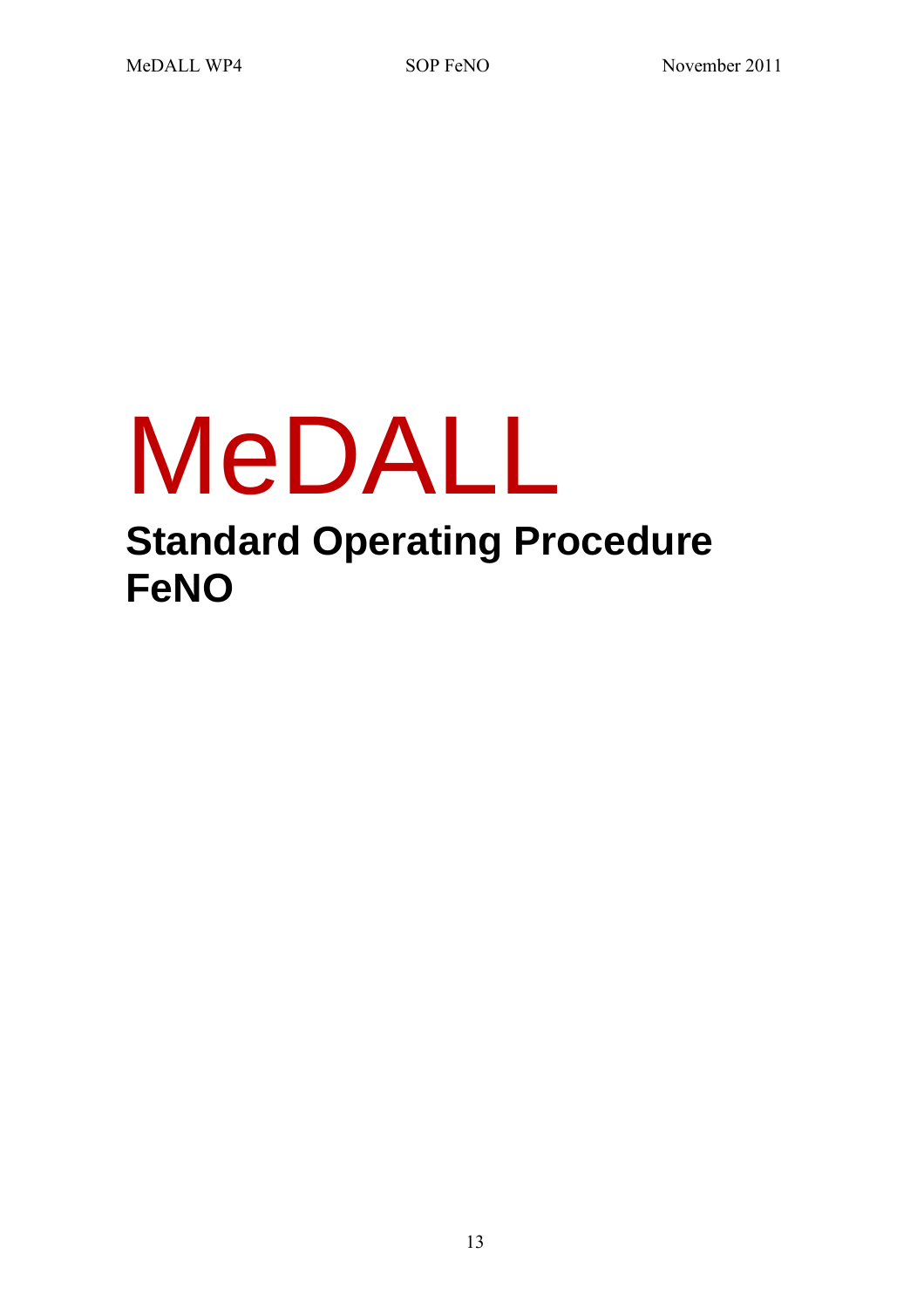# MeDALL

## Standard Operating Procedure FeNO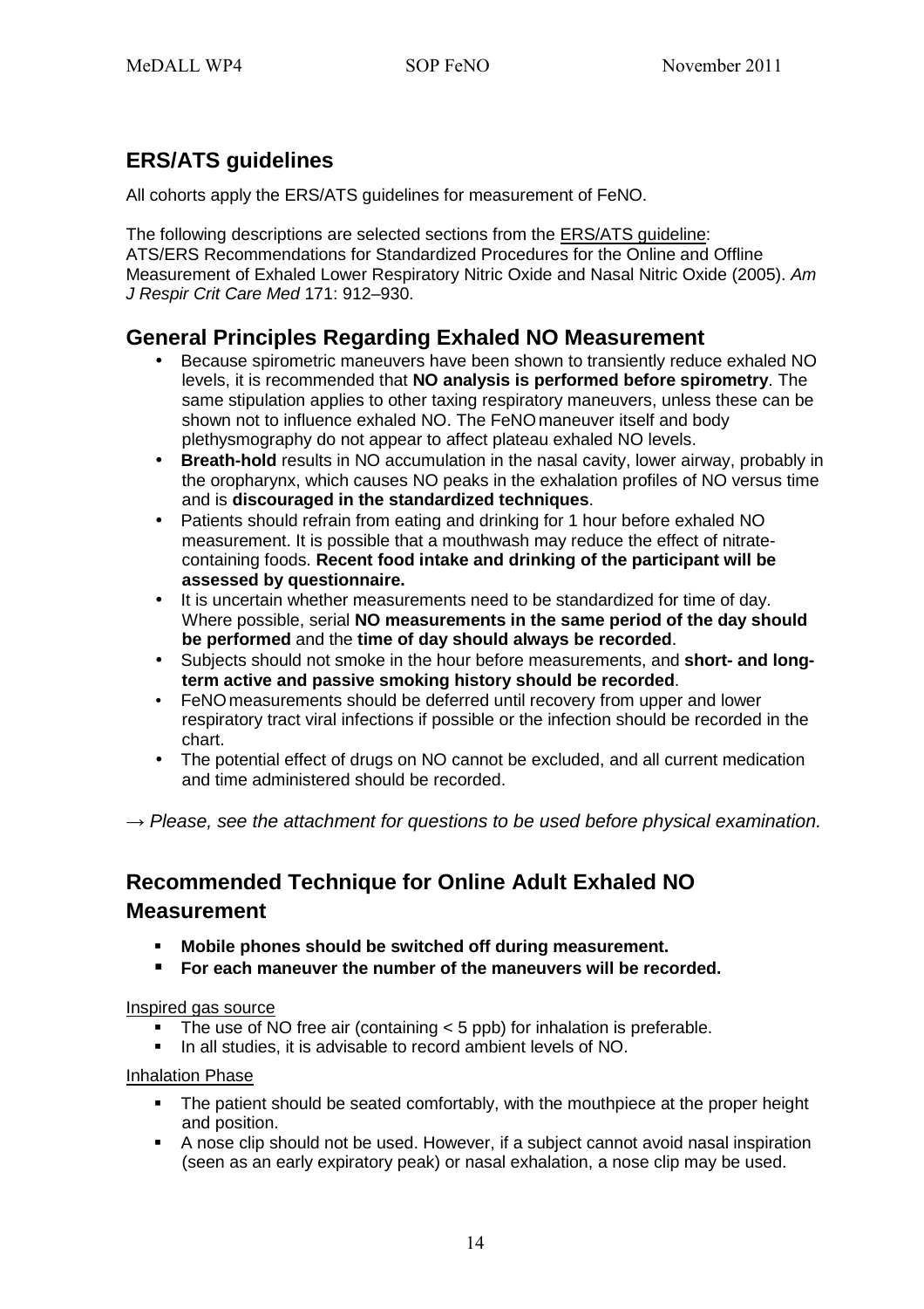## ERS/ATS guidelines

All cohorts apply the ERS/ATS guidelines for measurement of FeNO.

The following descriptions are selected sections from the ERS/ATS guideline:
ATS/ERS Recommendations for Standardized Procedures for the Online and Offline Measurement of Exhaled Lower Respiratory Nitric Oxide and Nasal Nitric Oxide (2005). *Am J Respir Crit Care Med* 171: 912–930.

## General Principles Regarding Exhaled NO Measurement

- Because spirometric maneuvers have been shown to transiently reduce exhaled NO levels, it is recommended that **NO analysis is performed before spirometry**. The same stipulation applies to other taxing respiratory maneuvers, unless these can be shown not to influence exhaled NO. The FeNO maneuver itself and body plethysmography do not appear to affect plateau exhaled NO levels.
- **Breath-hold** results in NO accumulation in the nasal cavity, lower airway, probably in the oropharynx, which causes NO peaks in the exhalation profiles of NO versus time and is **discouraged in the standardized techniques**.
- Patients should refrain from eating and drinking for 1 hour before exhaled NO measurement. It is possible that a mouthwash may reduce the effect of nitrate-containing foods. **Recent food intake and drinking of the participant will be assessed by questionnaire.**
- It is uncertain whether measurements need to be standardized for time of day. Where possible, serial **NO measurements in the same period of the day should be performed** and the **time of day should always be recorded**.
- Subjects should not smoke in the hour before measurements, and **short- and long-term active and passive smoking history should be recorded**.
- FeNO measurements should be deferred until recovery from upper and lower respiratory tract viral infections if possible or the infection should be recorded in the chart.
- The potential effect of drugs on NO cannot be excluded, and all current medication and time administered should be recorded.

→ *Please, see the attachment for questions to be used before physical examination.*

## Recommended Technique for Online Adult Exhaled NO Measurement

- **Mobile phones should be switched off during measurement.**
- **For each maneuver the number of the maneuvers will be recorded.**

Inspired gas source

- The use of NO free air (containing < 5 ppb) for inhalation is preferable.
- In all studies, it is advisable to record ambient levels of NO.

Inhalation Phase

- The patient should be seated comfortably, with the mouthpiece at the proper height and position.
- A nose clip should not be used. However, if a subject cannot avoid nasal inspiration (seen as an early expiratory peak) or nasal exhalation, a nose clip may be used.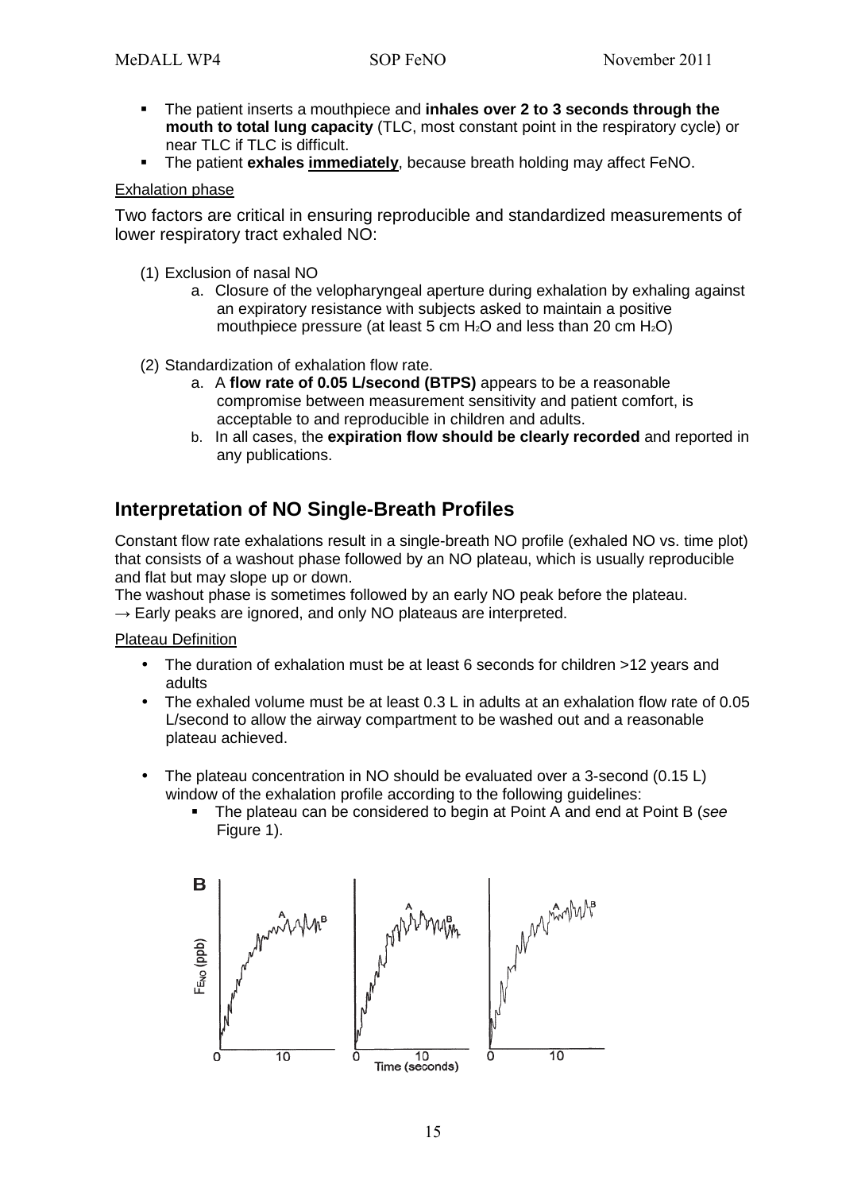- The patient inserts a mouthpiece and **inhales over 2 to 3 seconds through the mouth to total lung capacity** (TLC, most constant point in the respiratory cycle) or near TLC if TLC is difficult.
- The patient **exhales <u>immediately</u>**, because breath holding may affect FeNO.

<u>Exhalation phase</u>

Two factors are critical in ensuring reproducible and standardized measurements of lower respiratory tract exhaled NO:

(1) Exclusion of nasal NO
  a. Closure of the velopharyngeal aperture during exhalation by exhaling against an expiratory resistance with subjects asked to maintain a positive mouthpiece pressure (at least 5 cm $H_2O$ and less than 20 cm $H_2O$)

(2) Standardization of exhalation flow rate.
  a. A **flow rate of 0.05 L/second (BTPS)** appears to be a reasonable compromise between measurement sensitivity and patient comfort, is acceptable to and reproducible in children and adults.
  b. In all cases, the **expiration flow should be clearly recorded** and reported in any publications.

## Interpretation of NO Single-Breath Profiles

Constant flow rate exhalations result in a single-breath NO profile (exhaled NO vs. time plot) that consists of a washout phase followed by an NO plateau, which is usually reproducible and flat but may slope up or down.
The washout phase is sometimes followed by an early NO peak before the plateau.
→ Early peaks are ignored, and only NO plateaus are interpreted.

<u>Plateau Definition</u>

- The duration of exhalation must be at least 6 seconds for children >12 years and adults
- The exhaled volume must be at least 0.3 L in adults at an exhalation flow rate of 0.05 L/second to allow the airway compartment to be washed out and a reasonable plateau achieved.

- The plateau concentration in NO should be evaluated over a 3-second (0.15 L) window of the exhalation profile according to the following guidelines:
  - The plateau can be considered to begin at Point A and end at Point B (*see* Figure 1).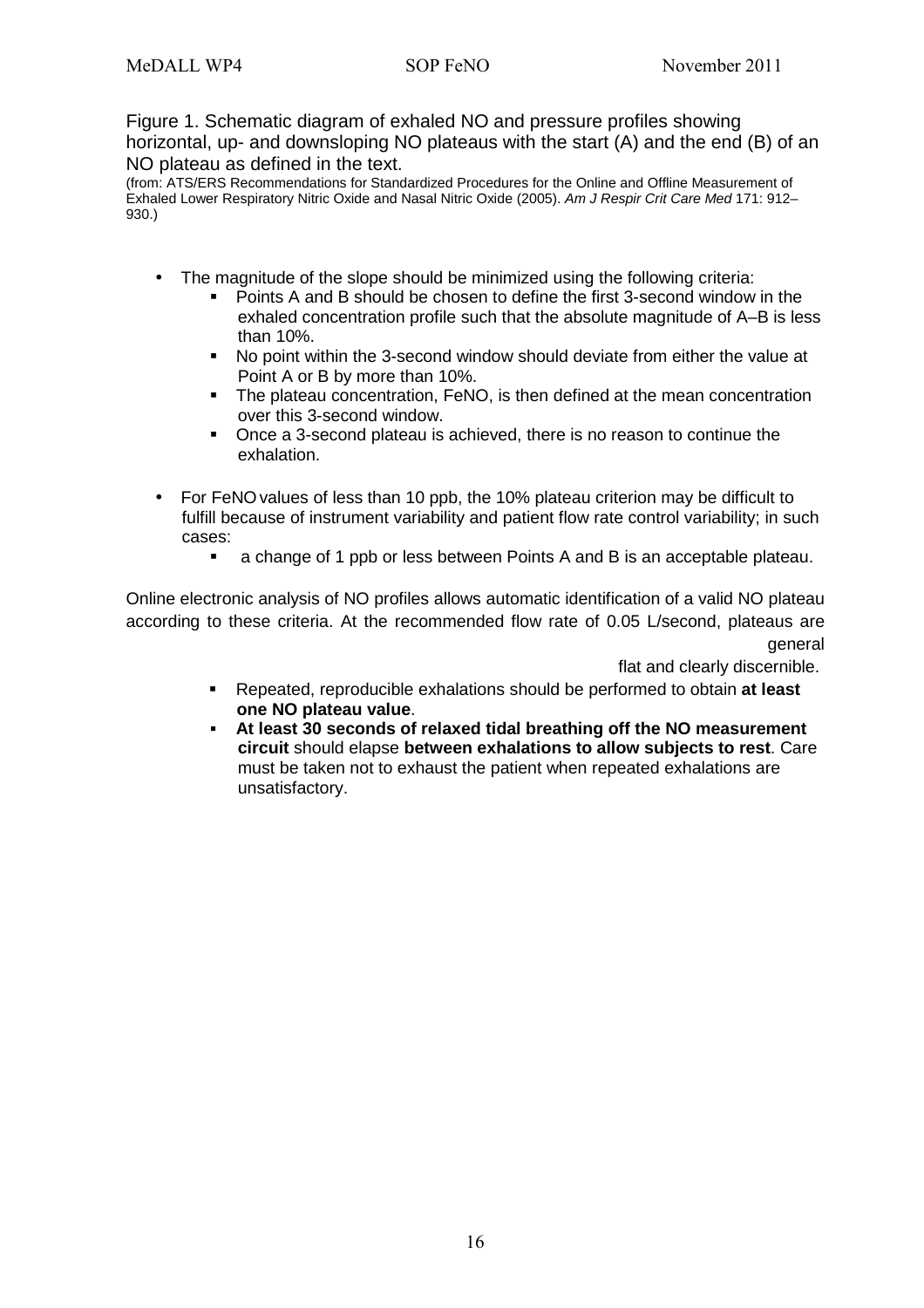Figure 1. Schematic diagram of exhaled NO and pressure profiles showing horizontal, up- and downsloping NO plateaus with the start (A) and the end (B) of an NO plateau as defined in the text.
(from: ATS/ERS Recommendations for Standardized Procedures for the Online and Offline Measurement of Exhaled Lower Respiratory Nitric Oxide and Nasal Nitric Oxide (2005). *Am J Respir Crit Care Med* 171: 912–930.)

- The magnitude of the slope should be minimized using the following criteria:
  - Points A and B should be chosen to define the first 3-second window in the exhaled concentration profile such that the absolute magnitude of A–B is less than 10%.
  - No point within the 3-second window should deviate from either the value at Point A or B by more than 10%.
  - The plateau concentration, FeNO, is then defined at the mean concentration over this 3-second window.
  - Once a 3-second plateau is achieved, there is no reason to continue the exhalation.

- For FeNO values of less than 10 ppb, the 10% plateau criterion may be difficult to fulfill because of instrument variability and patient flow rate control variability; in such cases:
  - a change of 1 ppb or less between Points A and B is an acceptable plateau.

Online electronic analysis of NO profiles allows automatic identification of a valid NO plateau according to these criteria. At the recommended flow rate of 0.05 L/second, plateaus are general flat and clearly discernible.

- Repeated, reproducible exhalations should be performed to obtain **at least one NO plateau value**.
- **At least 30 seconds of relaxed tidal breathing off the NO measurement circuit** should elapse **between exhalations to allow subjects to rest**. Care must be taken not to exhaust the patient when repeated exhalations are unsatisfactory.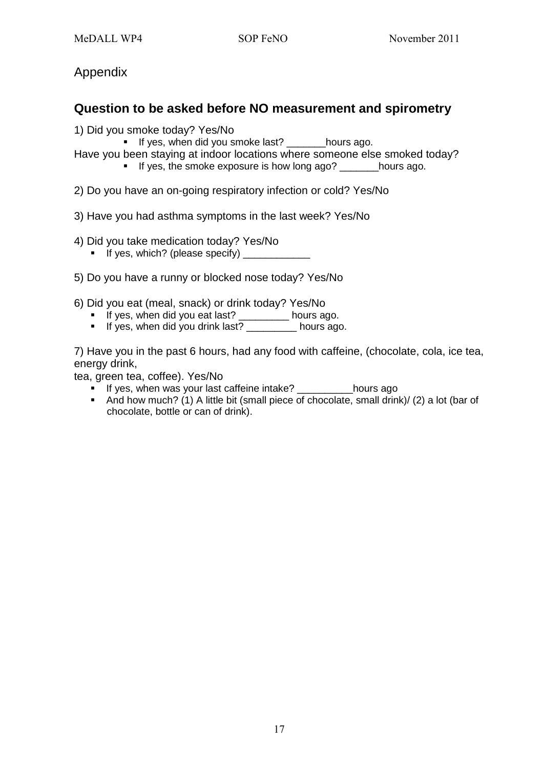Appendix

## Question to be asked before NO measurement and spirometry

1) Did you smoke today? Yes/No

- If yes, when did you smoke last? _______hours ago.

Have you been staying at indoor locations where someone else smoked today?

- If yes, the smoke exposure is how long ago? _______hours ago.

2) Do you have an on-going respiratory infection or cold? Yes/No

3) Have you had asthma symptoms in the last week? Yes/No

4) Did you take medication today? Yes/No

- If yes, which? (please specify) ____________

5) Do you have a runny or blocked nose today? Yes/No

6) Did you eat (meal, snack) or drink today? Yes/No

- If yes, when did you eat last? _________ hours ago.
- If yes, when did you drink last? _________ hours ago.

7) Have you in the past 6 hours, had any food with caffeine, (chocolate, cola, ice tea, energy drink,
tea, green tea, coffee). Yes/No

- If yes, when was your last caffeine intake? __________hours ago
- And how much? (1) A little bit (small piece of chocolate, small drink)/ (2) a lot (bar of chocolate, bottle or can of drink).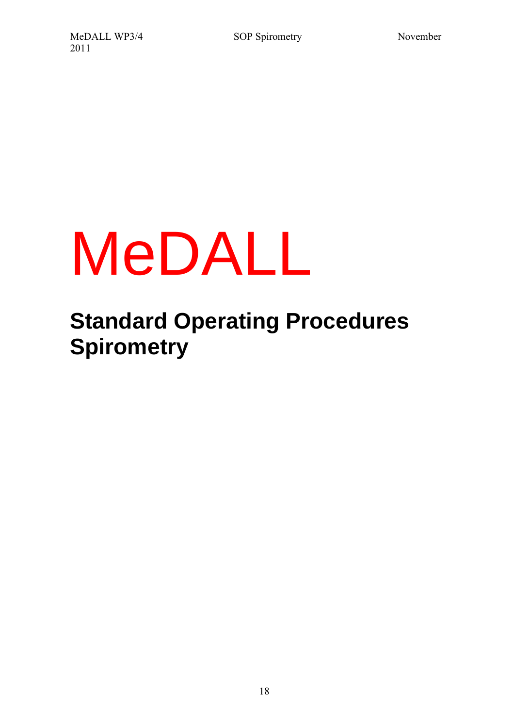# MeDALL

## Standard Operating Procedures Spirometry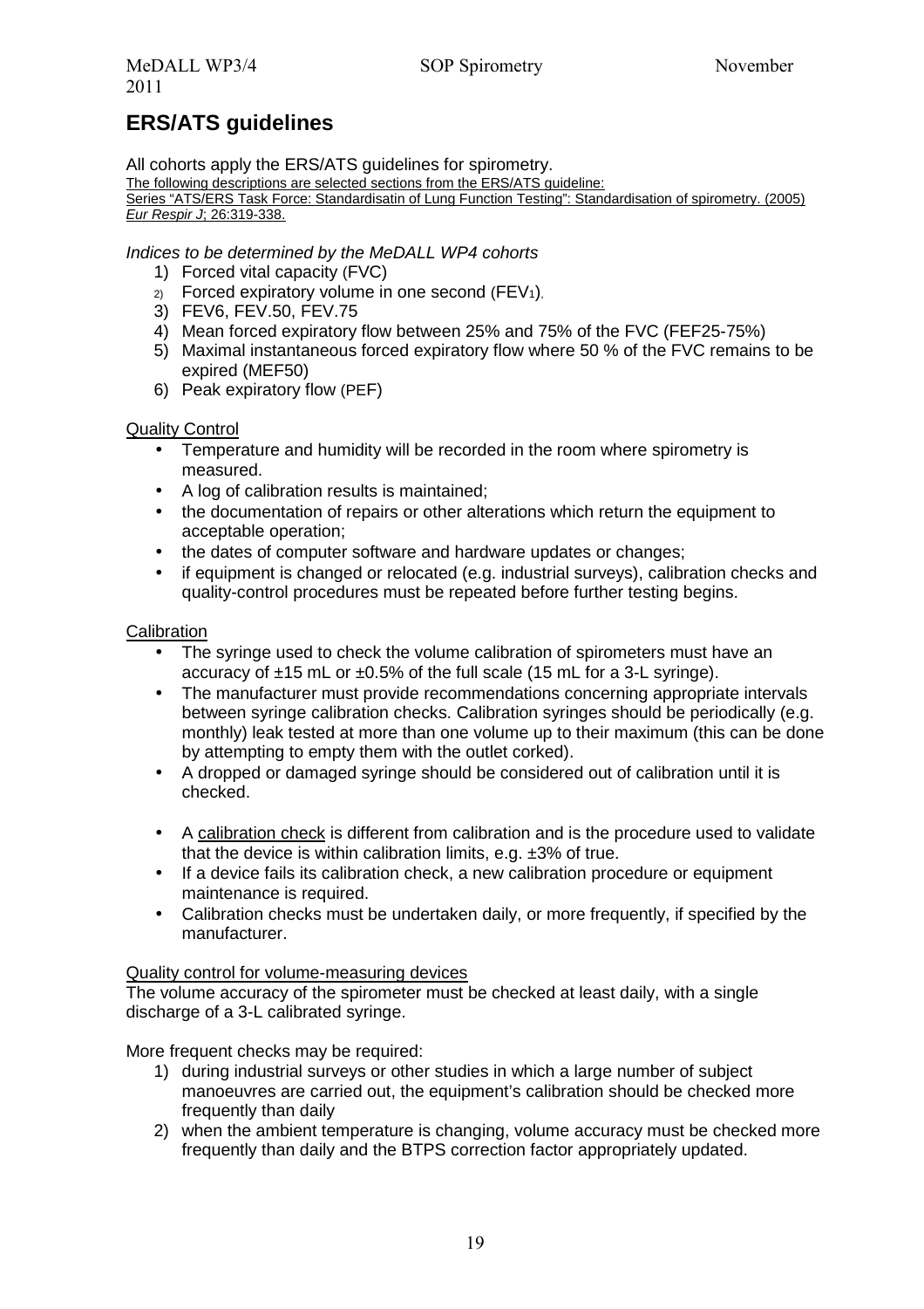## ERS/ATS guidelines

All cohorts apply the ERS/ATS guidelines for spirometry.

The following descriptions are selected sections from the ERS/ATS guideline:
Series "ATS/ERS Task Force: Standardisatin of Lung Function Testing": Standardisation of spirometry. (2005) *Eur Respir J*; 26:319-338.

*Indices to be determined by the MeDALL WP4 cohorts*

1) Forced vital capacity (FVC)
2) Forced expiratory volume in one second ($FEV_1$),
3) FEV6, FEV.50, FEV.75
4) Mean forced expiratory flow between 25% and 75% of the FVC (FEF25-75%)
5) Maximal instantaneous forced expiratory flow where 50 % of the FVC remains to be expired (MEF50)
6) Peak expiratory flow (PEF)

Quality Control

- Temperature and humidity will be recorded in the room where spirometry is measured.
- A log of calibration results is maintained;
- the documentation of repairs or other alterations which return the equipment to acceptable operation;
- the dates of computer software and hardware updates or changes;
- if equipment is changed or relocated (e.g. industrial surveys), calibration checks and quality-control procedures must be repeated before further testing begins.

Calibration

- The syringe used to check the volume calibration of spirometers must have an accuracy of ±15 mL or ±0.5% of the full scale (15 mL for a 3-L syringe).
- The manufacturer must provide recommendations concerning appropriate intervals between syringe calibration checks. Calibration syringes should be periodically (e.g. monthly) leak tested at more than one volume up to their maximum (this can be done by attempting to empty them with the outlet corked).
- A dropped or damaged syringe should be considered out of calibration until it is checked.

- A calibration check is different from calibration and is the procedure used to validate that the device is within calibration limits, e.g. ±3% of true.
- If a device fails its calibration check, a new calibration procedure or equipment maintenance is required.
- Calibration checks must be undertaken daily, or more frequently, if specified by the manufacturer.

Quality control for volume-measuring devices

The volume accuracy of the spirometer must be checked at least daily, with a single discharge of a 3-L calibrated syringe.

More frequent checks may be required:

1) during industrial surveys or other studies in which a large number of subject manoeuvres are carried out, the equipment's calibration should be checked more frequently than daily
2) when the ambient temperature is changing, volume accuracy must be checked more frequently than daily and the BTPS correction factor appropriately updated.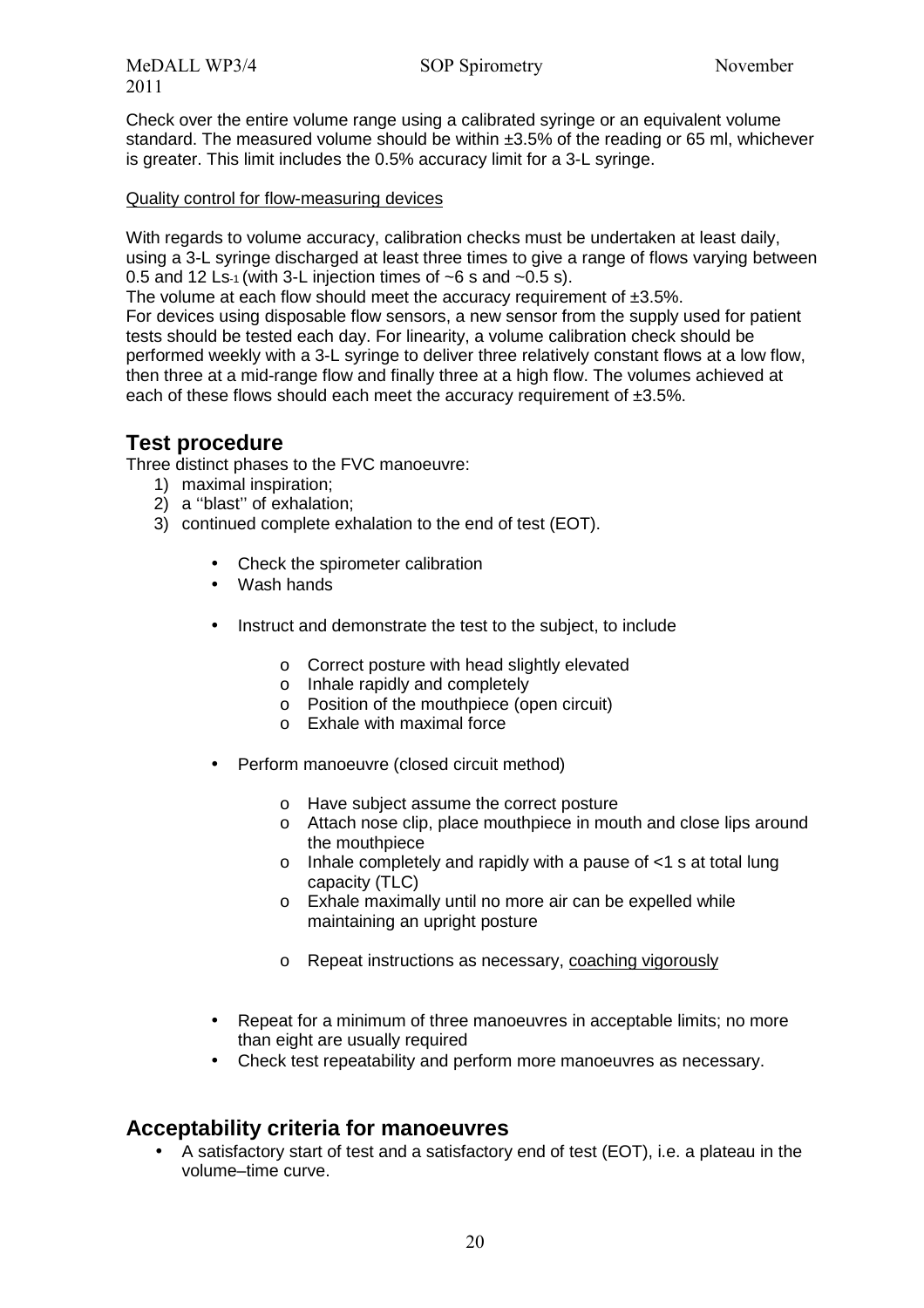Check over the entire volume range using a calibrated syringe or an equivalent volume standard. The measured volume should be within ±3.5% of the reading or 65 ml, whichever is greater. This limit includes the 0.5% accuracy limit for a 3-L syringe.

Quality control for flow-measuring devices

With regards to volume accuracy, calibration checks must be undertaken at least daily, using a 3-L syringe discharged at least three times to give a range of flows varying between 0.5 and 12 $Ls^{-1}$ (with 3-L injection times of ~6 s and ~0.5 s).
The volume at each flow should meet the accuracy requirement of ±3.5%.
For devices using disposable flow sensors, a new sensor from the supply used for patient tests should be tested each day. For linearity, a volume calibration check should be performed weekly with a 3-L syringe to deliver three relatively constant flows at a low flow, then three at a mid-range flow and finally three at a high flow. The volumes achieved at each of these flows should each meet the accuracy requirement of ±3.5%.

## Test procedure

Three distinct phases to the FVC manoeuvre:

1) maximal inspiration;
2) a ''blast'' of exhalation;
3) continued complete exhalation to the end of test (EOT).

- Check the spirometer calibration
- Wash hands
- Instruct and demonstrate the test to the subject, to include
  - Correct posture with head slightly elevated
  - Inhale rapidly and completely
  - Position of the mouthpiece (open circuit)
  - Exhale with maximal force
- Perform manoeuvre (closed circuit method)
  - Have subject assume the correct posture
  - Attach nose clip, place mouthpiece in mouth and close lips around the mouthpiece
  - Inhale completely and rapidly with a pause of <1 s at total lung capacity (TLC)
  - Exhale maximally until no more air can be expelled while maintaining an upright posture
  - Repeat instructions as necessary, coaching vigorously
- Repeat for a minimum of three manoeuvres in acceptable limits; no more than eight are usually required
- Check test repeatability and perform more manoeuvres as necessary.

## Acceptability criteria for manoeuvres

- A satisfactory start of test and a satisfactory end of test (EOT), i.e. a plateau in the volume–time curve.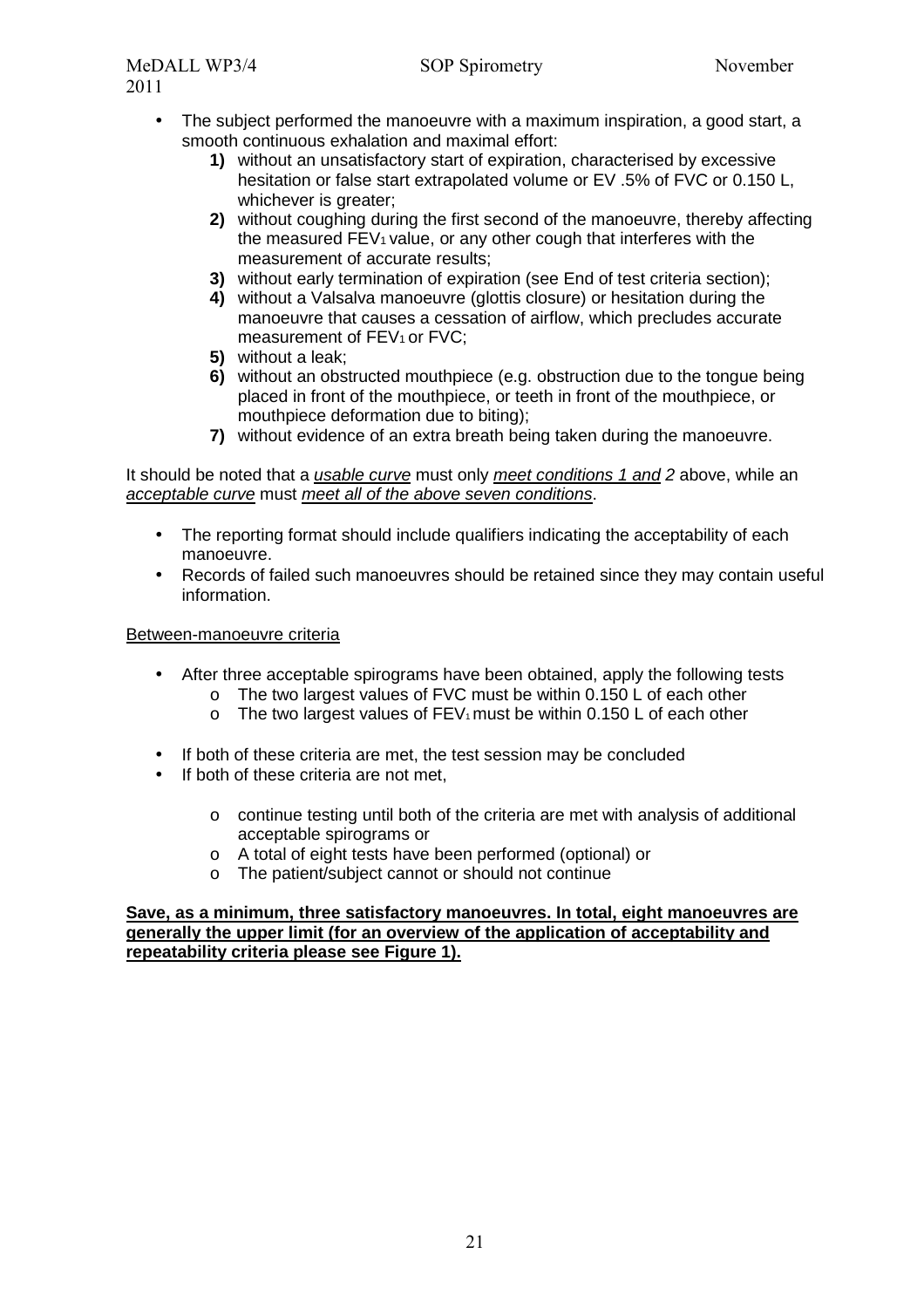- The subject performed the manoeuvre with a maximum inspiration, a good start, a smooth continuous exhalation and maximal effort:
    1) without an unsatisfactory start of expiration, characterised by excessive hesitation or false start extrapolated volume or EV .5% of FVC or 0.150 L, whichever is greater;
    2) without coughing during the first second of the manoeuvre, thereby affecting the measured $FEV_1$ value, or any other cough that interferes with the measurement of accurate results;
    3) without early termination of expiration (see End of test criteria section);
    4) without a Valsalva manoeuvre (glottis closure) or hesitation during the manoeuvre that causes a cessation of airflow, which precludes accurate measurement of $FEV_1$ or FVC;
    5) without a leak;
    6) without an obstructed mouthpiece (e.g. obstruction due to the tongue being placed in front of the mouthpiece, or teeth in front of the mouthpiece, or mouthpiece deformation due to biting);
    7) without evidence of an extra breath being taken during the manoeuvre.

It should be noted that a *usable curve* must only *meet conditions 1 and 2* above, while an *acceptable curve* must *meet all of the above seven conditions*.

- The reporting format should include qualifiers indicating the acceptability of each manoeuvre.
- Records of failed such manoeuvres should be retained since they may contain useful information.

Between-manoeuvre criteria

- After three acceptable spirograms have been obtained, apply the following tests
    - The two largest values of FVC must be within 0.150 L of each other
    - The two largest values of $FEV_1$ must be within 0.150 L of each other

- If both of these criteria are met, the test session may be concluded
- If both of these criteria are not met,
    - continue testing until both of the criteria are met with analysis of additional acceptable spirograms or
    - A total of eight tests have been performed (optional) or
    - The patient/subject cannot or should not continue

**Save, as a minimum, three satisfactory manoeuvres. In total, eight manoeuvres are generally the upper limit (for an overview of the application of acceptability and repeatability criteria please see Figure 1).**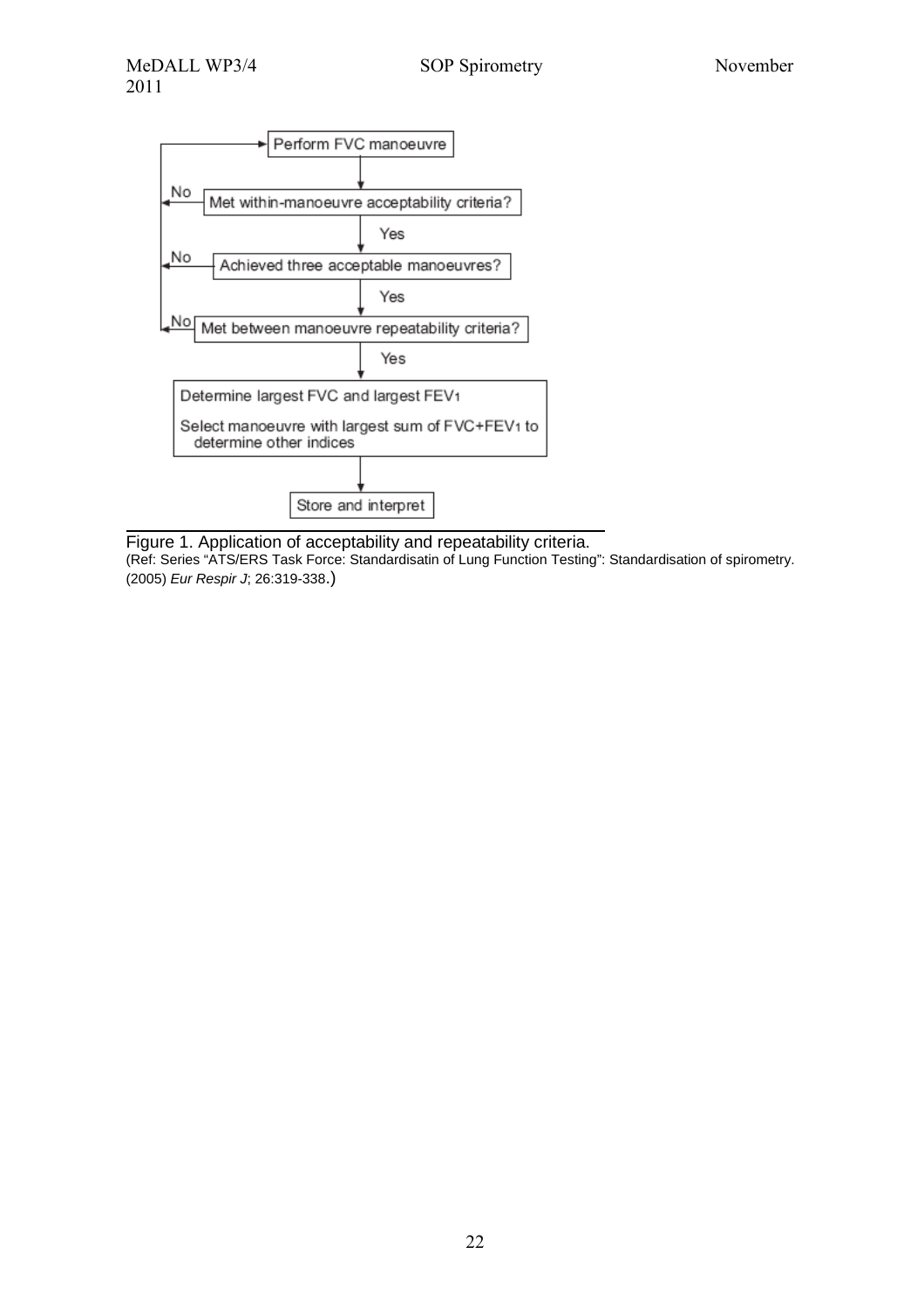Perform FVC manoeuvre

Met within-manoeuvre acceptability criteria? — No: return to Perform FVC manoeuvre; Yes: continue

Achieved three acceptable manoeuvres? — No: return to Perform FVC manoeuvre; Yes: continue

Met between manoeuvre repeatability criteria? — No: return to Perform FVC manoeuvre; Yes: continue

Determine largest FVC and largest $FEV_1$

Select manoeuvre with largest sum of FVC+$FEV_1$ to determine other indices

Store and interpret

Figure 1. Application of acceptability and repeatability criteria.
(Ref: Series "ATS/ERS Task Force: Standardisatin of Lung Function Testing": Standardisation of spirometry. (2005) *Eur Respir J*; 26:319-338.)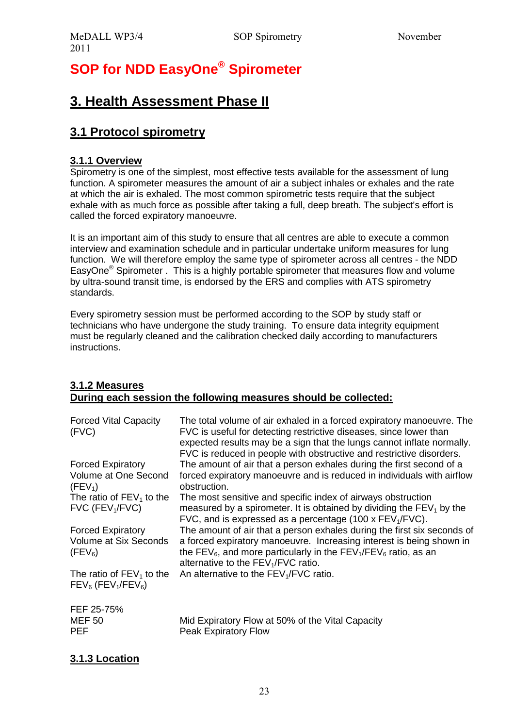# SOP for NDD EasyOne® Spirometer

## 3. Health Assessment Phase II

## 3.1 Protocol spirometry

### 3.1.1 Overview

Spirometry is one of the simplest, most effective tests available for the assessment of lung function. A spirometer measures the amount of air a subject inhales or exhales and the rate at which the air is exhaled. The most common spirometric tests require that the subject exhale with as much force as possible after taking a full, deep breath. The subject's effort is called the forced expiratory manoeuvre.

It is an important aim of this study to ensure that all centres are able to execute a common interview and examination schedule and in particular undertake uniform measures for lung function. We will therefore employ the same type of spirometer across all centres - the NDD EasyOne® Spirometer . This is a highly portable spirometer that measures flow and volume by ultra-sound transit time, is endorsed by the ERS and complies with ATS spirometry standards.

Every spirometry session must be performed according to the SOP by study staff or technicians who have undergone the study training. To ensure data integrity equipment must be regularly cleaned and the calibration checked daily according to manufacturers instructions.

### 3.1.2 Measures

**During each session the following measures should be collected:**

| Measure | Description |
|---|---|
| Forced Vital Capacity (FVC) | The total volume of air exhaled in a forced expiratory manoeuvre. The FVC is useful for detecting restrictive diseases, since lower than expected results may be a sign that the lungs cannot inflate normally. FVC is reduced in people with obstructive and restrictive disorders. |
| Forced Expiratory Volume at One Second ($FEV_1$) | The amount of air that a person exhales during the first second of a forced expiratory manoeuvre and is reduced in individuals with airflow obstruction. |
| The ratio of $FEV_1$ to the FVC ($FEV_1$/FVC) | The most sensitive and specific index of airways obstruction measured by a spirometer. It is obtained by dividing the $FEV_1$ by the FVC, and is expressed as a percentage (100 x $FEV_1$/FVC). |
| Forced Expiratory Volume at Six Seconds ($FEV_6$) | The amount of air that a person exhales during the first six seconds of a forced expiratory manoeuvre. Increasing interest is being shown in the $FEV_6$, and more particularly in the $FEV_1/FEV_6$ ratio, as an alternative to the $FEV_1$/FVC ratio. |
| The ratio of $FEV_1$ to the $FEV_6$ ($FEV_1/FEV_6$) | An alternative to the $FEV_1$/FVC ratio. |
| FEF 25-75% | |
| MEF 50 | Mid Expiratory Flow at 50% of the Vital Capacity |
| PEF | Peak Expiratory Flow |

### 3.1.3 Location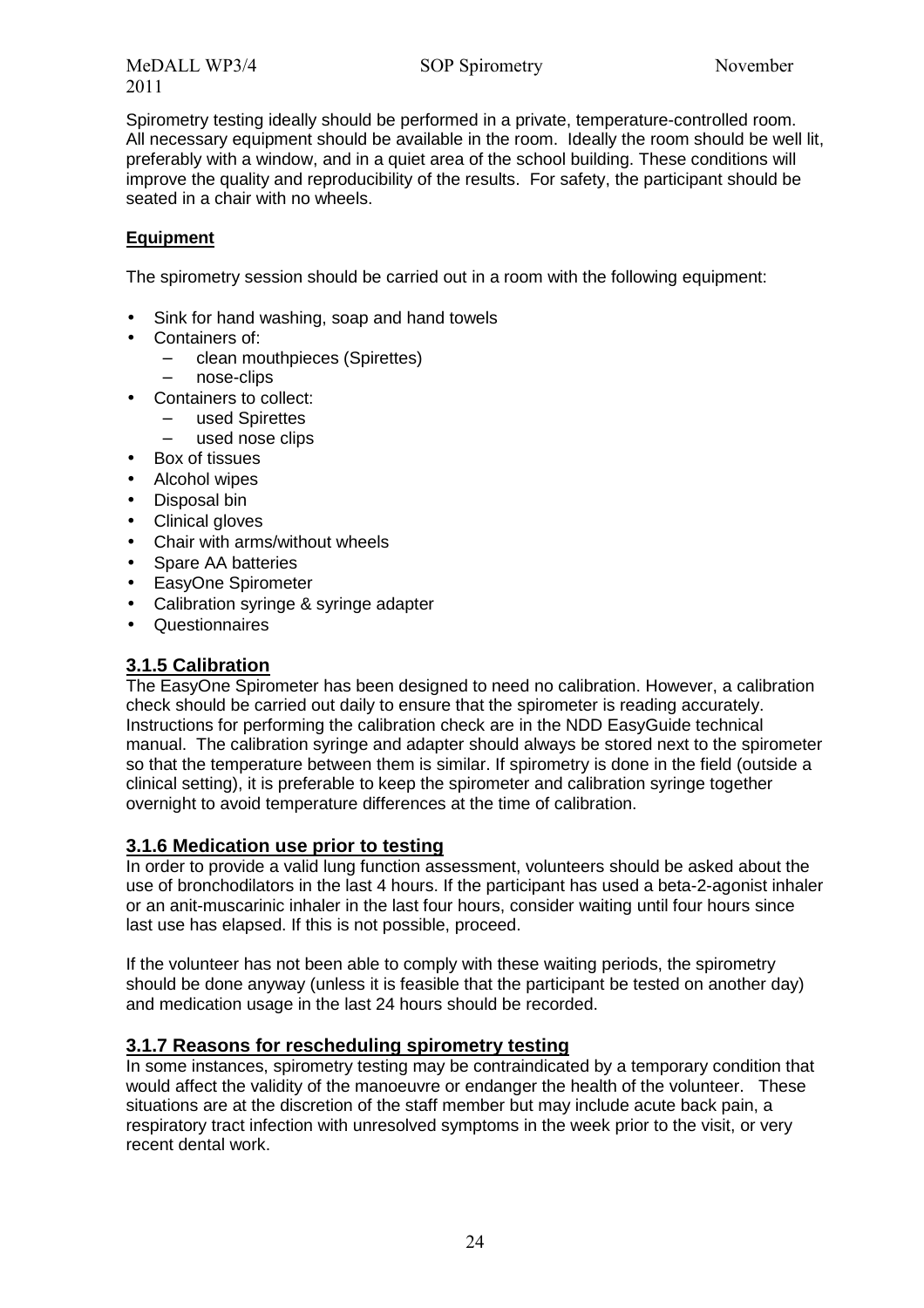Spirometry testing ideally should be performed in a private, temperature-controlled room. All necessary equipment should be available in the room. Ideally the room should be well lit, preferably with a window, and in a quiet area of the school building. These conditions will improve the quality and reproducibility of the results. For safety, the participant should be seated in a chair with no wheels.

**Equipment**

The spirometry session should be carried out in a room with the following equipment:

- Sink for hand washing, soap and hand towels
- Containers of:
  - clean mouthpieces (Spirettes)
  - nose-clips
- Containers to collect:
  - used Spirettes
  - used nose clips
- Box of tissues
- Alcohol wipes
- Disposal bin
- Clinical gloves
- Chair with arms/without wheels
- Spare AA batteries
- EasyOne Spirometer
- Calibration syringe & syringe adapter
- Questionnaires

### 3.1.5 Calibration

The EasyOne Spirometer has been designed to need no calibration. However, a calibration check should be carried out daily to ensure that the spirometer is reading accurately. Instructions for performing the calibration check are in the NDD EasyGuide technical manual. The calibration syringe and adapter should always be stored next to the spirometer so that the temperature between them is similar. If spirometry is done in the field (outside a clinical setting), it is preferable to keep the spirometer and calibration syringe together overnight to avoid temperature differences at the time of calibration.

### 3.1.6 Medication use prior to testing

In order to provide a valid lung function assessment, volunteers should be asked about the use of bronchodilators in the last 4 hours. If the participant has used a beta-2-agonist inhaler or an anit-muscarinic inhaler in the last four hours, consider waiting until four hours since last use has elapsed. If this is not possible, proceed.

If the volunteer has not been able to comply with these waiting periods, the spirometry should be done anyway (unless it is feasible that the participant be tested on another day) and medication usage in the last 24 hours should be recorded.

### 3.1.7 Reasons for rescheduling spirometry testing

In some instances, spirometry testing may be contraindicated by a temporary condition that would affect the validity of the manoeuvre or endanger the health of the volunteer. These situations are at the discretion of the staff member but may include acute back pain, a respiratory tract infection with unresolved symptoms in the week prior to the visit, or very recent dental work.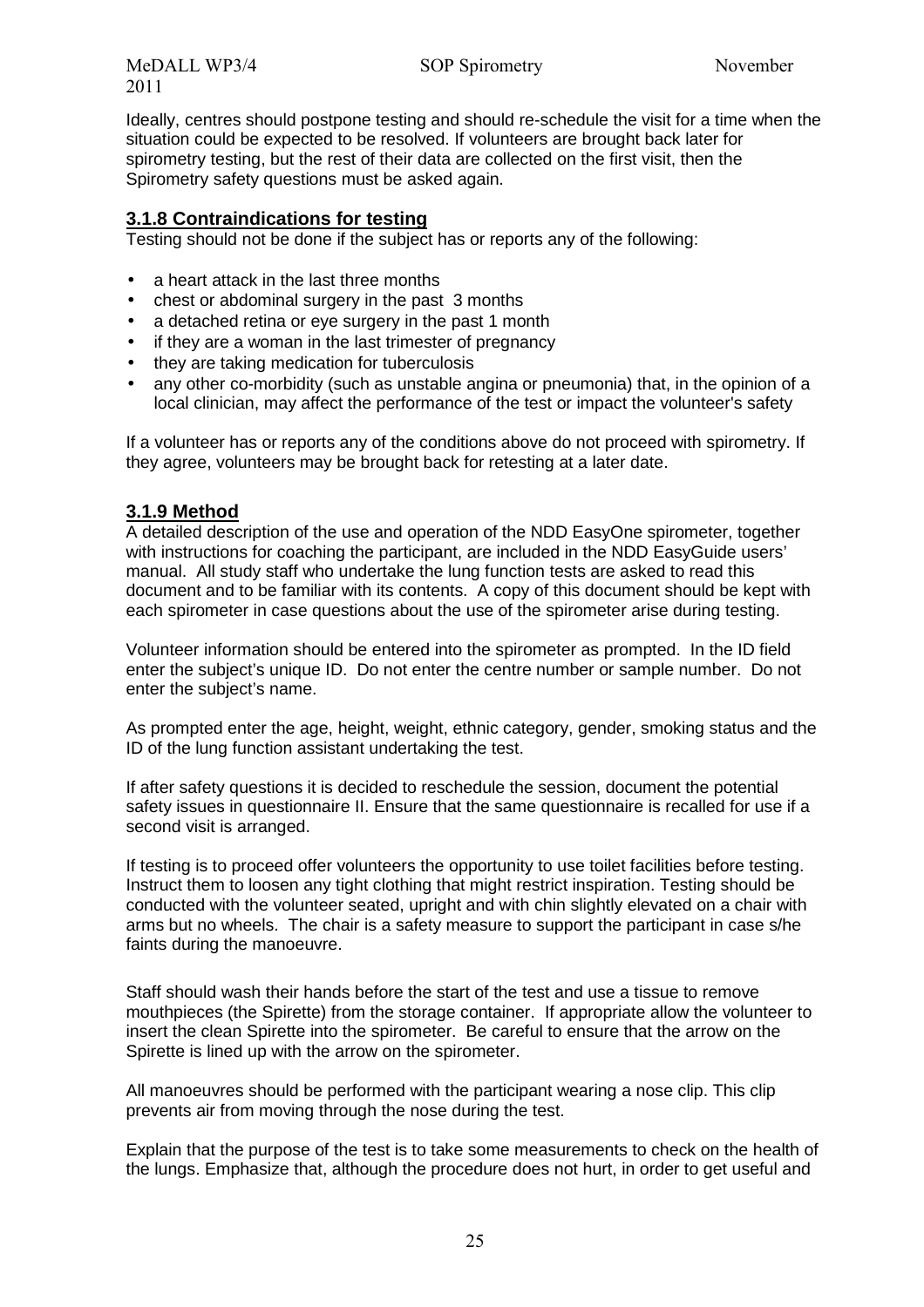Ideally, centres should postpone testing and should re-schedule the visit for a time when the situation could be expected to be resolved. If volunteers are brought back later for spirometry testing, but the rest of their data are collected on the first visit, then the Spirometry safety questions must be asked again.

### 3.1.8 Contraindications for testing

Testing should not be done if the subject has or reports any of the following:

- a heart attack in the last three months
- chest or abdominal surgery in the past 3 months
- a detached retina or eye surgery in the past 1 month
- if they are a woman in the last trimester of pregnancy
- they are taking medication for tuberculosis
- any other co-morbidity (such as unstable angina or pneumonia) that, in the opinion of a local clinician, may affect the performance of the test or impact the volunteer's safety

If a volunteer has or reports any of the conditions above do not proceed with spirometry. If they agree, volunteers may be brought back for retesting at a later date.

### 3.1.9 Method

A detailed description of the use and operation of the NDD EasyOne spirometer, together with instructions for coaching the participant, are included in the NDD EasyGuide users' manual. All study staff who undertake the lung function tests are asked to read this document and to be familiar with its contents. A copy of this document should be kept with each spirometer in case questions about the use of the spirometer arise during testing.

Volunteer information should be entered into the spirometer as prompted. In the ID field enter the subject's unique ID. Do not enter the centre number or sample number. Do not enter the subject's name.

As prompted enter the age, height, weight, ethnic category, gender, smoking status and the ID of the lung function assistant undertaking the test.

If after safety questions it is decided to reschedule the session, document the potential safety issues in questionnaire II. Ensure that the same questionnaire is recalled for use if a second visit is arranged.

If testing is to proceed offer volunteers the opportunity to use toilet facilities before testing. Instruct them to loosen any tight clothing that might restrict inspiration. Testing should be conducted with the volunteer seated, upright and with chin slightly elevated on a chair with arms but no wheels. The chair is a safety measure to support the participant in case s/he faints during the manoeuvre.

Staff should wash their hands before the start of the test and use a tissue to remove mouthpieces (the Spirette) from the storage container. If appropriate allow the volunteer to insert the clean Spirette into the spirometer. Be careful to ensure that the arrow on the Spirette is lined up with the arrow on the spirometer.

All manoeuvres should be performed with the participant wearing a nose clip. This clip prevents air from moving through the nose during the test.

Explain that the purpose of the test is to take some measurements to check on the health of the lungs. Emphasize that, although the procedure does not hurt, in order to get useful and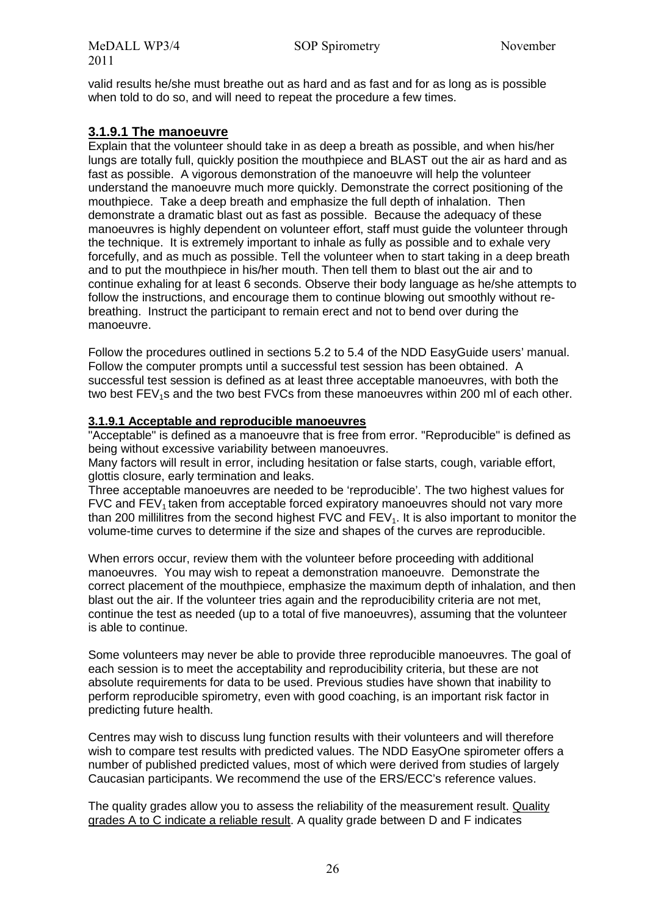valid results he/she must breathe out as hard and as fast and for as long as is possible when told to do so, and will need to repeat the procedure a few times.

### **3.1.9.1 The manoeuvre**

Explain that the volunteer should take in as deep a breath as possible, and when his/her lungs are totally full, quickly position the mouthpiece and BLAST out the air as hard and as fast as possible. A vigorous demonstration of the manoeuvre will help the volunteer understand the manoeuvre much more quickly. Demonstrate the correct positioning of the mouthpiece. Take a deep breath and emphasize the full depth of inhalation. Then demonstrate a dramatic blast out as fast as possible. Because the adequacy of these manoeuvres is highly dependent on volunteer effort, staff must guide the volunteer through the technique. It is extremely important to inhale as fully as possible and to exhale very forcefully, and as much as possible. Tell the volunteer when to start taking in a deep breath and to put the mouthpiece in his/her mouth. Then tell them to blast out the air and to continue exhaling for at least 6 seconds. Observe their body language as he/she attempts to follow the instructions, and encourage them to continue blowing out smoothly without re-breathing. Instruct the participant to remain erect and not to bend over during the manoeuvre.

Follow the procedures outlined in sections 5.2 to 5.4 of the NDD EasyGuide users' manual. Follow the computer prompts until a successful test session has been obtained. A successful test session is defined as at least three acceptable manoeuvres, with both the two best $FEV_1$s and the two best FVCs from these manoeuvres within 200 ml of each other.

#### **3.1.9.1 Acceptable and reproducible manoeuvres**

"Acceptable" is defined as a manoeuvre that is free from error. "Reproducible" is defined as being without excessive variability between manoeuvres.
Many factors will result in error, including hesitation or false starts, cough, variable effort, glottis closure, early termination and leaks.
Three acceptable manoeuvres are needed to be 'reproducible'. The two highest values for FVC and $FEV_1$ taken from acceptable forced expiratory manoeuvres should not vary more than 200 millilitres from the second highest FVC and $FEV_1$. It is also important to monitor the volume-time curves to determine if the size and shapes of the curves are reproducible.

When errors occur, review them with the volunteer before proceeding with additional manoeuvres. You may wish to repeat a demonstration manoeuvre. Demonstrate the correct placement of the mouthpiece, emphasize the maximum depth of inhalation, and then blast out the air. If the volunteer tries again and the reproducibility criteria are not met, continue the test as needed (up to a total of five manoeuvres), assuming that the volunteer is able to continue.

Some volunteers may never be able to provide three reproducible manoeuvres. The goal of each session is to meet the acceptability and reproducibility criteria, but these are not absolute requirements for data to be used. Previous studies have shown that inability to perform reproducible spirometry, even with good coaching, is an important risk factor in predicting future health.

Centres may wish to discuss lung function results with their volunteers and will therefore wish to compare test results with predicted values. The NDD EasyOne spirometer offers a number of published predicted values, most of which were derived from studies of largely Caucasian participants. We recommend the use of the ERS/ECC's reference values.

The quality grades allow you to assess the reliability of the measurement result. <u>Quality grades A to C indicate a reliable result</u>. A quality grade between D and F indicates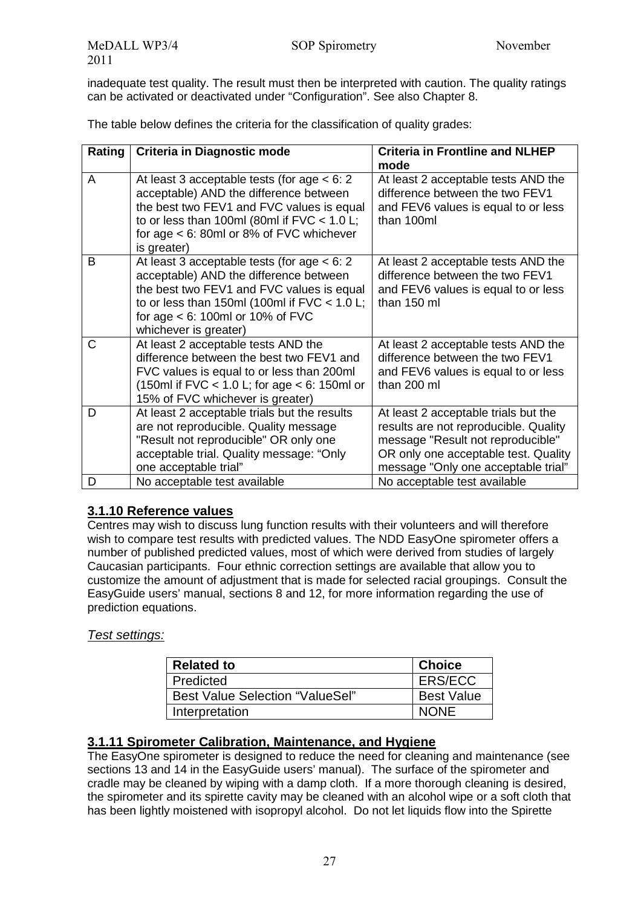inadequate test quality. The result must then be interpreted with caution. The quality ratings can be activated or deactivated under "Configuration". See also Chapter 8.

The table below defines the criteria for the classification of quality grades:

| Rating | Criteria in Diagnostic mode | Criteria in Frontline and NLHEP mode |
|---|---|---|
| A | At least 3 acceptable tests (for age < 6: 2 acceptable) AND the difference between the best two FEV1 and FVC values is equal to or less than 100ml (80ml if FVC < 1.0 L; for age < 6: 80ml or 8% of FVC whichever is greater) | At least 2 acceptable tests AND the difference between the two FEV1 and FEV6 values is equal to or less than 100ml |
| B | At least 3 acceptable tests (for age < 6: 2 acceptable) AND the difference between the best two FEV1 and FVC values is equal to or less than 150ml (100ml if FVC < 1.0 L; for age < 6: 100ml or 10% of FVC whichever is greater) | At least 2 acceptable tests AND the difference between the two FEV1 and FEV6 values is equal to or less than 150 ml |
| C | At least 2 acceptable tests AND the difference between the best two FEV1 and FVC values is equal to or less than 200ml (150ml if FVC < 1.0 L; for age < 6: 150ml or 15% of FVC whichever is greater) | At least 2 acceptable tests AND the difference between the two FEV1 and FEV6 values is equal to or less than 200 ml |
| D | At least 2 acceptable trials but the results are not reproducible. Quality message "Result not reproducible" OR only one acceptable trial. Quality message: "Only one acceptable trial" | At least 2 acceptable trials but the results are not reproducible. Quality message "Result not reproducible" OR only one acceptable test. Quality message "Only one acceptable trial" |
| D | No acceptable test available | No acceptable test available |

### 3.1.10 Reference values

Centres may wish to discuss lung function results with their volunteers and will therefore wish to compare test results with predicted values. The NDD EasyOne spirometer offers a number of published predicted values, most of which were derived from studies of largely Caucasian participants. Four ethnic correction settings are available that allow you to customize the amount of adjustment that is made for selected racial groupings. Consult the EasyGuide users' manual, sections 8 and 12, for more information regarding the use of prediction equations.

*Test settings:*

| Related to | Choice |
|---|---|
| Predicted | ERS/ECC |
| Best Value Selection "ValueSel" | Best Value |
| Interpretation | NONE |

### 3.1.11 Spirometer Calibration, Maintenance, and Hygiene

The EasyOne spirometer is designed to reduce the need for cleaning and maintenance (see sections 13 and 14 in the EasyGuide users' manual). The surface of the spirometer and cradle may be cleaned by wiping with a damp cloth. If a more thorough cleaning is desired, the spirometer and its spirette cavity may be cleaned with an alcohol wipe or a soft cloth that has been lightly moistened with isopropyl alcohol. Do not let liquids flow into the Spirette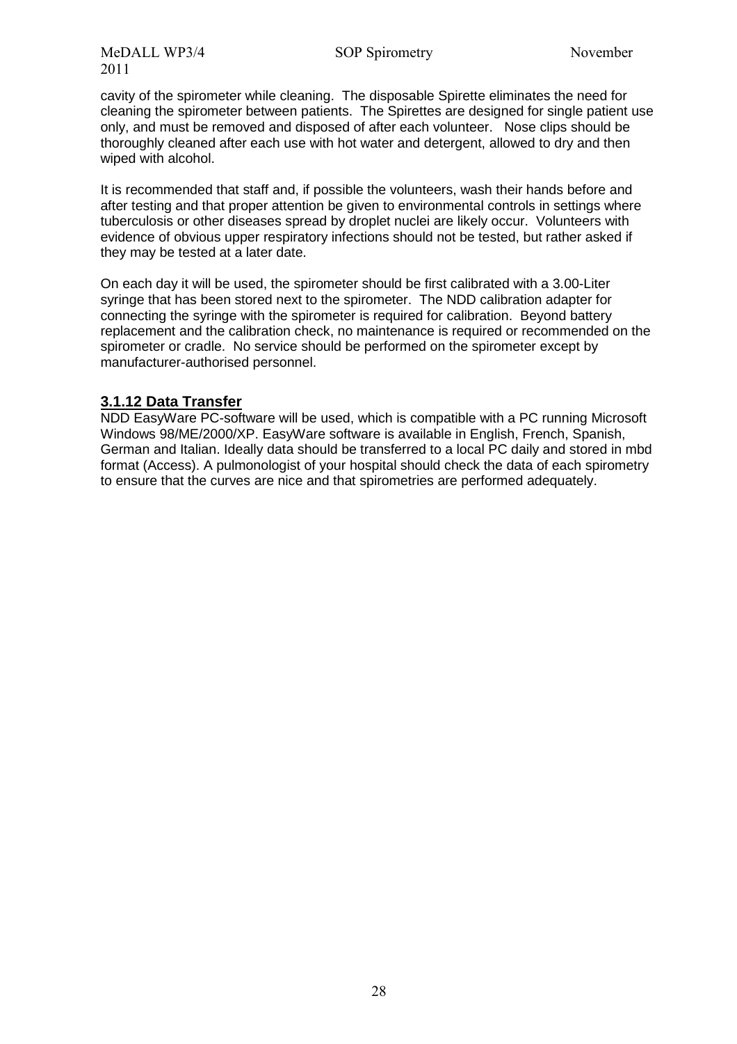cavity of the spirometer while cleaning. The disposable Spirette eliminates the need for cleaning the spirometer between patients. The Spirettes are designed for single patient use only, and must be removed and disposed of after each volunteer. Nose clips should be thoroughly cleaned after each use with hot water and detergent, allowed to dry and then wiped with alcohol.

It is recommended that staff and, if possible the volunteers, wash their hands before and after testing and that proper attention be given to environmental controls in settings where tuberculosis or other diseases spread by droplet nuclei are likely occur. Volunteers with evidence of obvious upper respiratory infections should not be tested, but rather asked if they may be tested at a later date.

On each day it will be used, the spirometer should be first calibrated with a 3.00-Liter syringe that has been stored next to the spirometer. The NDD calibration adapter for connecting the syringe with the spirometer is required for calibration. Beyond battery replacement and the calibration check, no maintenance is required or recommended on the spirometer or cradle. No service should be performed on the spirometer except by manufacturer-authorised personnel.

### 3.1.12 Data Transfer

NDD EasyWare PC-software will be used, which is compatible with a PC running Microsoft Windows 98/ME/2000/XP. EasyWare software is available in English, French, Spanish, German and Italian. Ideally data should be transferred to a local PC daily and stored in mbd format (Access). A pulmonologist of your hospital should check the data of each spirometry to ensure that the curves are nice and that spirometries are performed adequately.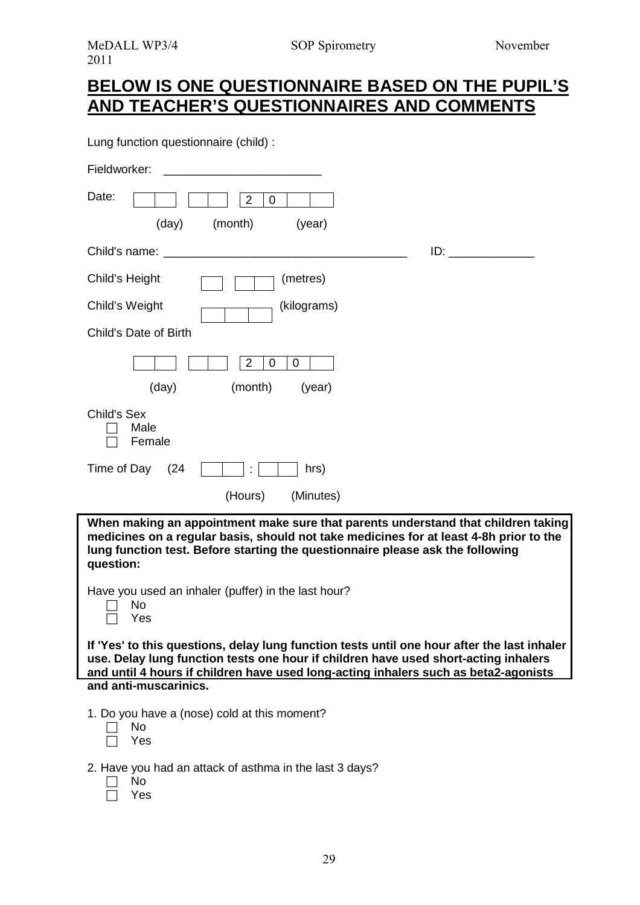# BELOW IS ONE QUESTIONNAIRE BASED ON THE PUPIL'S AND TEACHER'S QUESTIONNAIRES AND COMMENTS

Lung function questionnaire (child) :

Fieldworker: ________________________

Date: [ | ] [ | ] [2 | 0 | | ]
(day) (month) (year)

Child's name: ____________________________________ ID: _____________

Child's Height [ ] [ | ] (metres)

Child's Weight [ | | ] (kilograms)

Child's Date of Birth

[ | ] [ | ] [2 | 0 | 0 | ]
(day) (month) (year)

Child's Sex
- ☐ Male
- ☐ Female

Time of Day (24 [ | ] : [ | ] hrs)
(Hours) (Minutes)

**When making an appointment make sure that parents understand that children taking medicines on a regular basis, should not take medicines for at least 4-8h prior to the lung function test. Before starting the questionnaire please ask the following question:**

Have you used an inhaler (puffer) in the last hour?
- ☐ No
- ☐ Yes

**If 'Yes' to this questions, delay lung function tests until one hour after the last inhaler use. Delay lung function tests one hour if children have used short-acting inhalers and until 4 hours if children have used long-acting inhalers such as beta2-agonists and anti-muscarinics.**

1. Do you have a (nose) cold at this moment?
   - ☐ No
   - ☐ Yes

2. Have you had an attack of asthma in the last 3 days?
   - ☐ No
   - ☐ Yes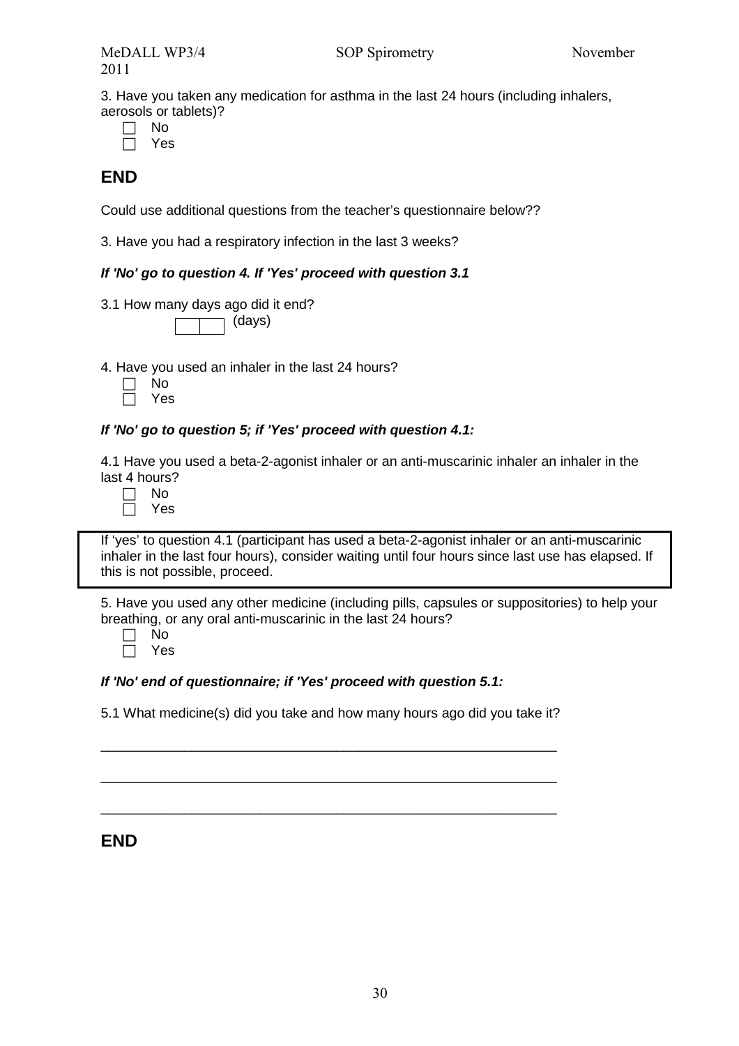3. Have you taken any medication for asthma in the last 24 hours (including inhalers, aerosols or tablets)?

- ☐ No
- ☐ Yes

## END

Could use additional questions from the teacher's questionnaire below??

3. Have you had a respiratory infection in the last 3 weeks?

***If 'No' go to question 4. If 'Yes' proceed with question 3.1***

3.1 How many days ago did it end?

☐☐ (days)

4. Have you used an inhaler in the last 24 hours?

- ☐ No
- ☐ Yes

***If 'No' go to question 5; if 'Yes' proceed with question 4.1:***

4.1 Have you used a beta-2-agonist inhaler or an anti-muscarinic inhaler an inhaler in the last 4 hours?

- ☐ No
- ☐ Yes

> If 'yes' to question 4.1 (participant has used a beta-2-agonist inhaler or an anti-muscarinic inhaler in the last four hours), consider waiting until four hours since last use has elapsed. If this is not possible, proceed.

5. Have you used any other medicine (including pills, capsules or suppositories) to help your breathing, or any oral anti-muscarinic in the last 24 hours?

- ☐ No
- ☐ Yes

***If 'No' end of questionnaire; if 'Yes' proceed with question 5.1:***

5.1 What medicine(s) did you take and how many hours ago did you take it?

\_\_\_\_\_\_\_\_\_\_\_\_\_\_\_\_\_\_\_\_\_\_\_\_\_\_\_\_\_\_\_\_\_\_\_\_\_\_\_\_\_\_\_\_\_\_\_\_\_\_\_\_\_\_\_\_\_\_

\_\_\_\_\_\_\_\_\_\_\_\_\_\_\_\_\_\_\_\_\_\_\_\_\_\_\_\_\_\_\_\_\_\_\_\_\_\_\_\_\_\_\_\_\_\_\_\_\_\_\_\_\_\_\_\_\_\_

\_\_\_\_\_\_\_\_\_\_\_\_\_\_\_\_\_\_\_\_\_\_\_\_\_\_\_\_\_\_\_\_\_\_\_\_\_\_\_\_\_\_\_\_\_\_\_\_\_\_\_\_\_\_\_\_\_\_

## END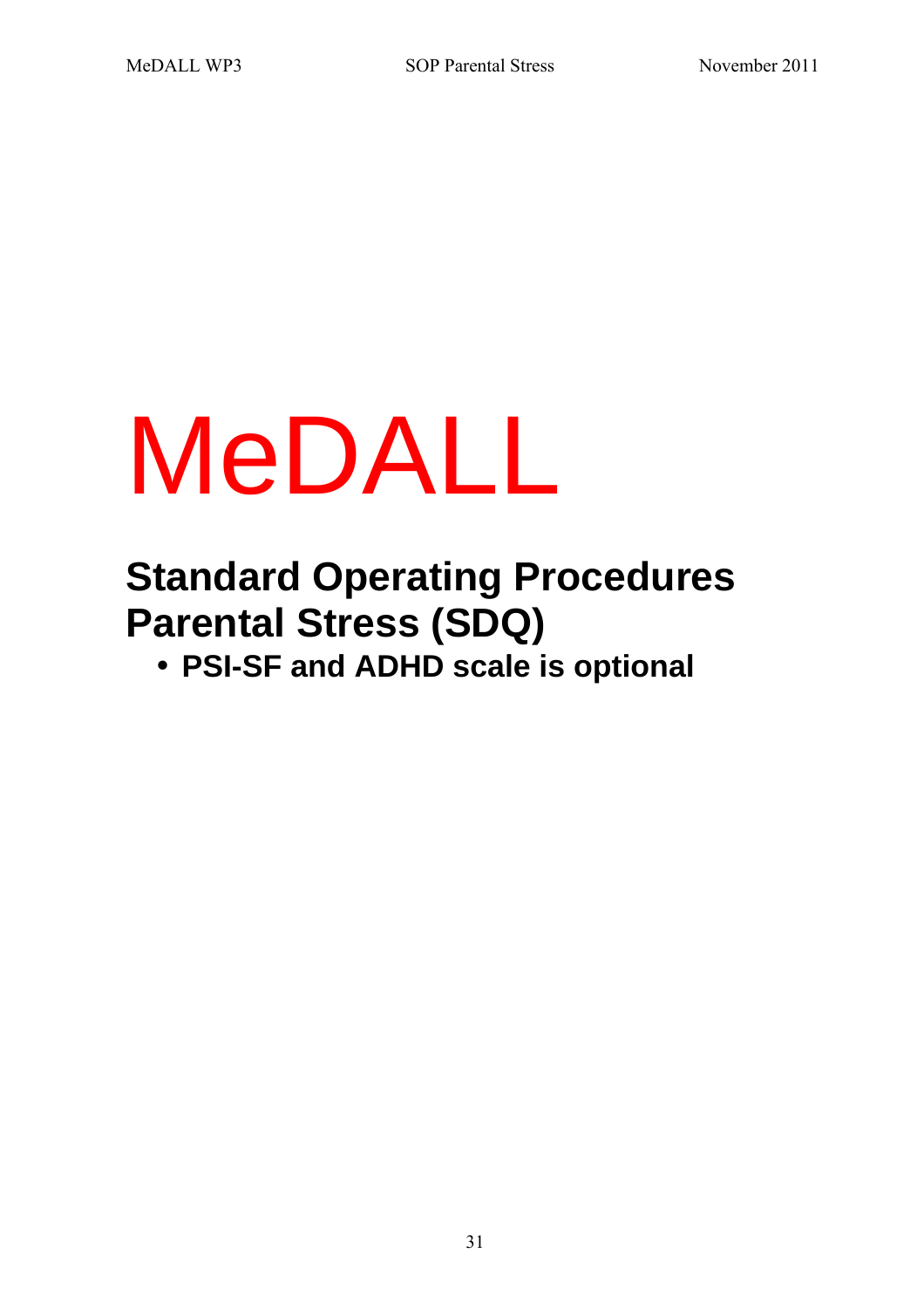# MeDALL

## Standard Operating Procedures Parental Stress (SDQ)

- **PSI-SF and ADHD scale is optional**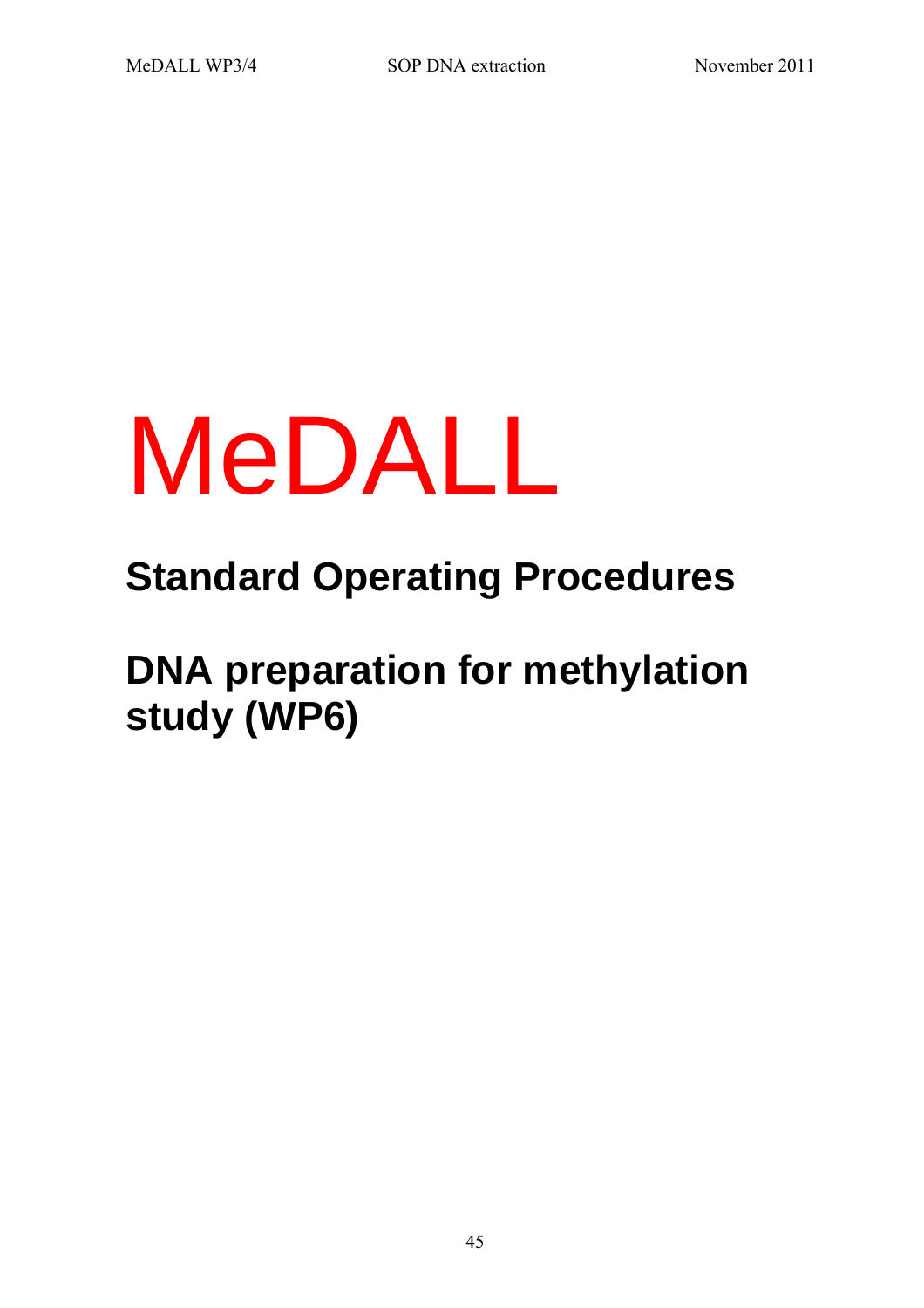# MeDALL

## Standard Operating Procedures

## DNA preparation for methylation study (WP6)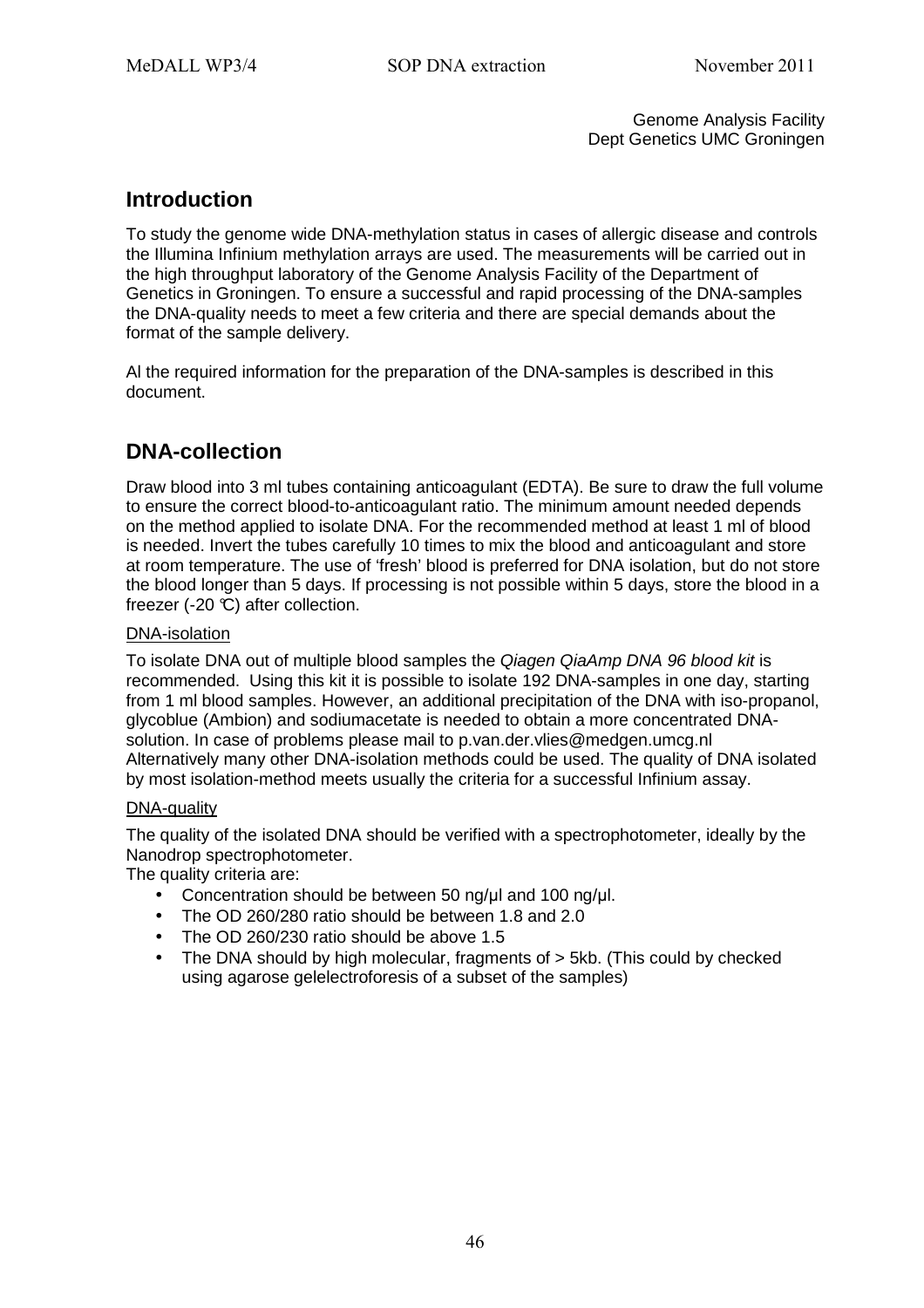Genome Analysis Facility
Dept Genetics UMC Groningen

## Introduction

To study the genome wide DNA-methylation status in cases of allergic disease and controls the Illumina Infinium methylation arrays are used. The measurements will be carried out in the high throughput laboratory of the Genome Analysis Facility of the Department of Genetics in Groningen. To ensure a successful and rapid processing of the DNA-samples the DNA-quality needs to meet a few criteria and there are special demands about the format of the sample delivery.

Al the required information for the preparation of the DNA-samples is described in this document.

## DNA-collection

Draw blood into 3 ml tubes containing anticoagulant (EDTA). Be sure to draw the full volume to ensure the correct blood-to-anticoagulant ratio. The minimum amount needed depends on the method applied to isolate DNA. For the recommended method at least 1 ml of blood is needed. Invert the tubes carefully 10 times to mix the blood and anticoagulant and store at room temperature. The use of 'fresh' blood is preferred for DNA isolation, but do not store the blood longer than 5 days. If processing is not possible within 5 days, store the blood in a freezer (-20 ℃) after collection.

### DNA-isolation

To isolate DNA out of multiple blood samples the *Qiagen QiaAmp DNA 96 blood kit* is recommended. Using this kit it is possible to isolate 192 DNA-samples in one day, starting from 1 ml blood samples. However, an additional precipitation of the DNA with iso-propanol, glycoblue (Ambion) and sodiumacetate is needed to obtain a more concentrated DNA-solution. In case of problems please mail to p.van.der.vlies@medgen.umcg.nl
Alternatively many other DNA-isolation methods could be used. The quality of DNA isolated by most isolation-method meets usually the criteria for a successful Infinium assay.

### DNA-quality

The quality of the isolated DNA should be verified with a spectrophotometer, ideally by the Nanodrop spectrophotometer.
The quality criteria are:

- Concentration should be between 50 ng/µl and 100 ng/µl.
- The OD 260/280 ratio should be between 1.8 and 2.0
- The OD 260/230 ratio should be above 1.5
- The DNA should by high molecular, fragments of > 5kb. (This could by checked using agarose gelelectroforesis of a subset of the samples)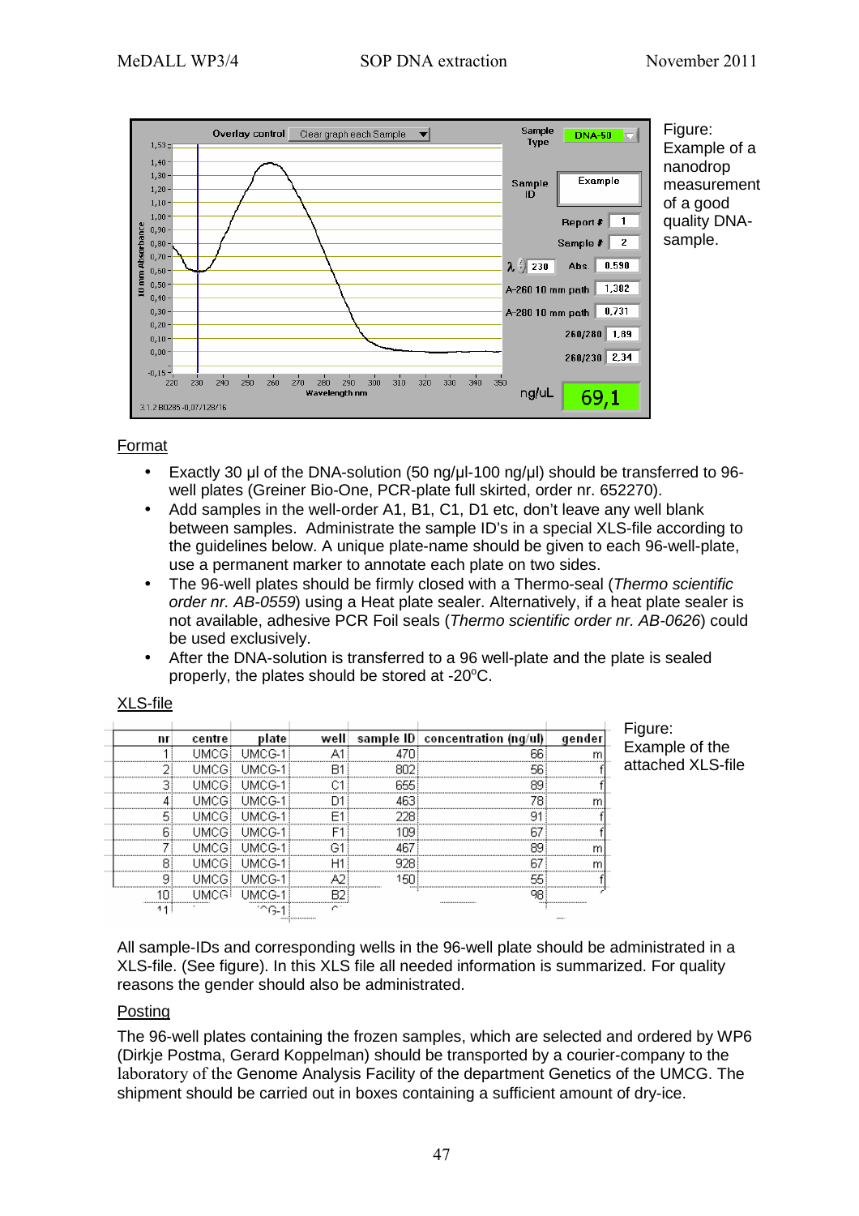Figure: Example of a nanodrop measurement of a good quality DNA-sample.

Format

- Exactly 30 µl of the DNA-solution (50 ng/µl-100 ng/µl) should be transferred to 96-well plates (Greiner Bio-One, PCR-plate full skirted, order nr. 652270).
- Add samples in the well-order A1, B1, C1, D1 etc, don't leave any well blank between samples. Administrate the sample ID's in a special XLS-file according to the guidelines below. A unique plate-name should be given to each 96-well-plate, use a permanent marker to annotate each plate on two sides.
- The 96-well plates should be firmly closed with a Thermo-seal (*Thermo scientific order nr. AB-0559*) using a Heat plate sealer. Alternatively, if a heat plate sealer is not available, adhesive PCR Foil seals (*Thermo scientific order nr. AB-0626*) could be used exclusively.
- After the DNA-solution is transferred to a 96 well-plate and the plate is sealed properly, the plates should be stored at -20°C.

XLS-file

| nr | centre | plate | well | sample ID | concentration (ng/ul) | gender |
|---|---|---|---|---|---|---|
| 1 | UMCG | UMCG-1 | A1 | 470 | 66 | m |
| 2 | UMCG | UMCG-1 | B1 | 802 | 56 | f |
| 3 | UMCG | UMCG-1 | C1 | 655 | 89 | f |
| 4 | UMCG | UMCG-1 | D1 | 463 | 78 | m |
| 5 | UMCG | UMCG-1 | E1 | 228 | 91 | f |
| 6 | UMCG | UMCG-1 | F1 | 109 | 67 | f |
| 7 | UMCG | UMCG-1 | G1 | 467 | 89 | m |
| 8 | UMCG | UMCG-1 | H1 | 928 | 67 | m |
| 9 | UMCG | UMCG-1 | A2 | 150 | 55 | f |
| 10 | UMCG | UMCG-1 | B2 | | 98 | |
| 11 | | UMCG-1 | | | | |

Figure: Example of the attached XLS-file

All sample-IDs and corresponding wells in the 96-well plate should be administrated in a XLS-file. (See figure). In this XLS file all needed information is summarized. For quality reasons the gender should also be administrated.

Posting

The 96-well plates containing the frozen samples, which are selected and ordered by WP6 (Dirkje Postma, Gerard Koppelman) should be transported by a courier-company to the laboratory of the Genome Analysis Facility of the department Genetics of the UMCG. The shipment should be carried out in boxes containing a sufficient amount of dry-ice.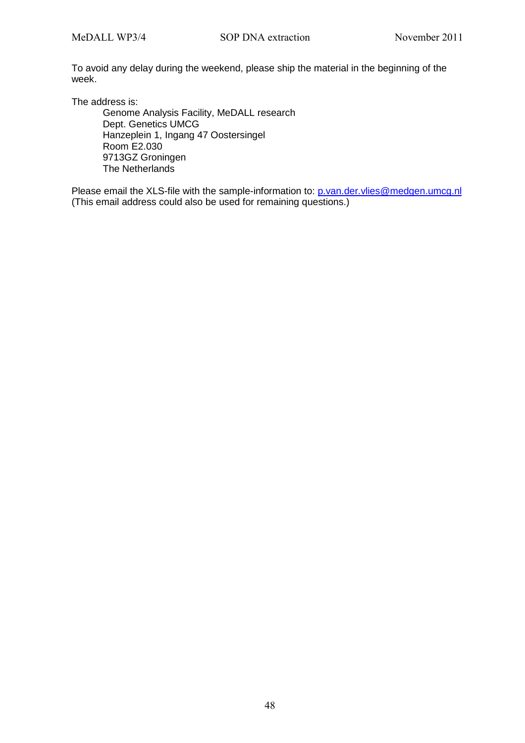To avoid any delay during the weekend, please ship the material in the beginning of the week.

The address is:

Genome Analysis Facility, MeDALL research
Dept. Genetics UMCG
Hanzeplein 1, Ingang 47 Oostersingel
Room E2.030
9713GZ Groningen
The Netherlands

Please email the XLS-file with the sample-information to: p.van.der.vlies@medgen.umcg.nl
(This email address could also be used for remaining questions.)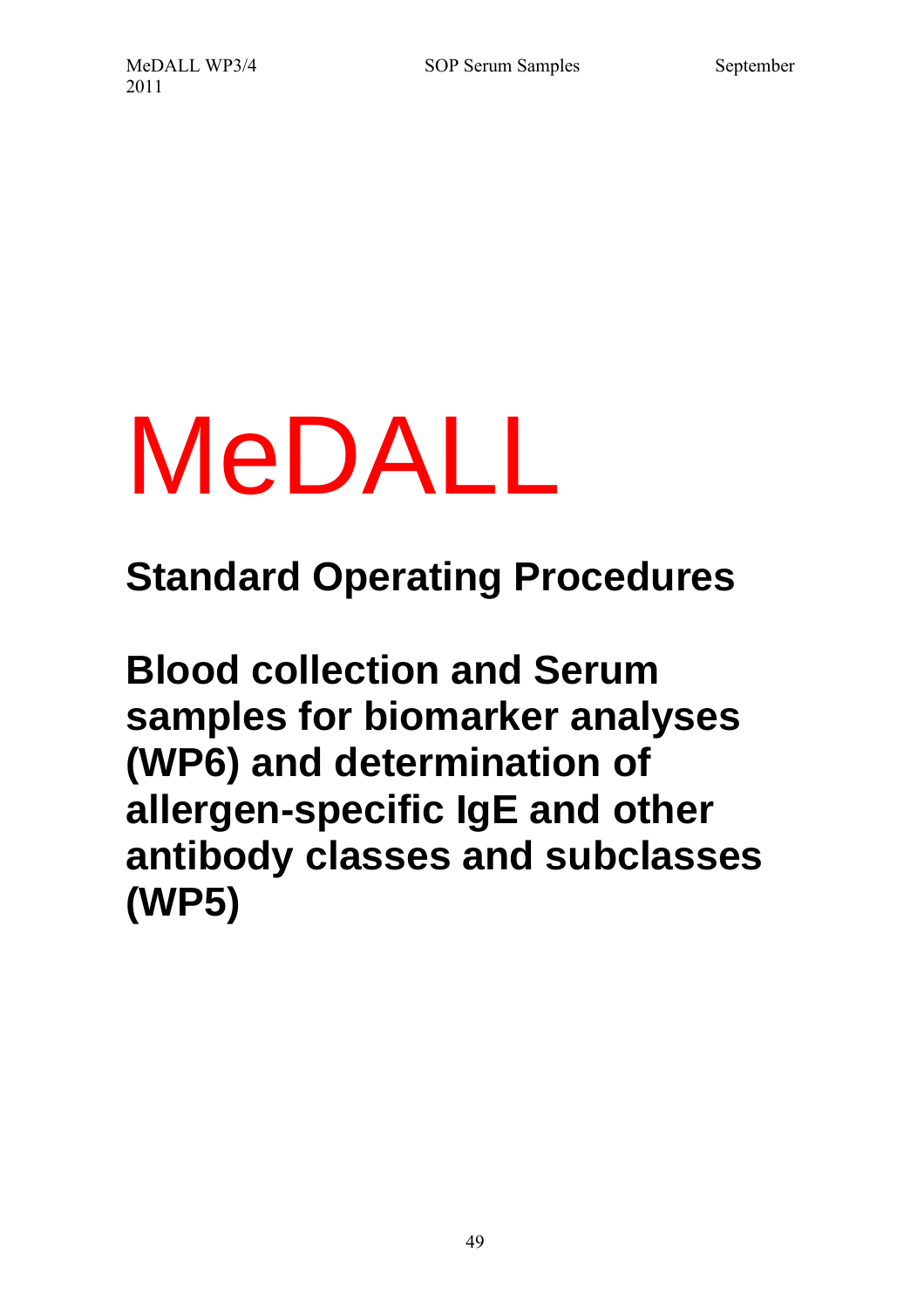# MeDALL

## Standard Operating Procedures

## Blood collection and Serum samples for biomarker analyses (WP6) and determination of allergen-specific IgE and other antibody classes and subclasses (WP5)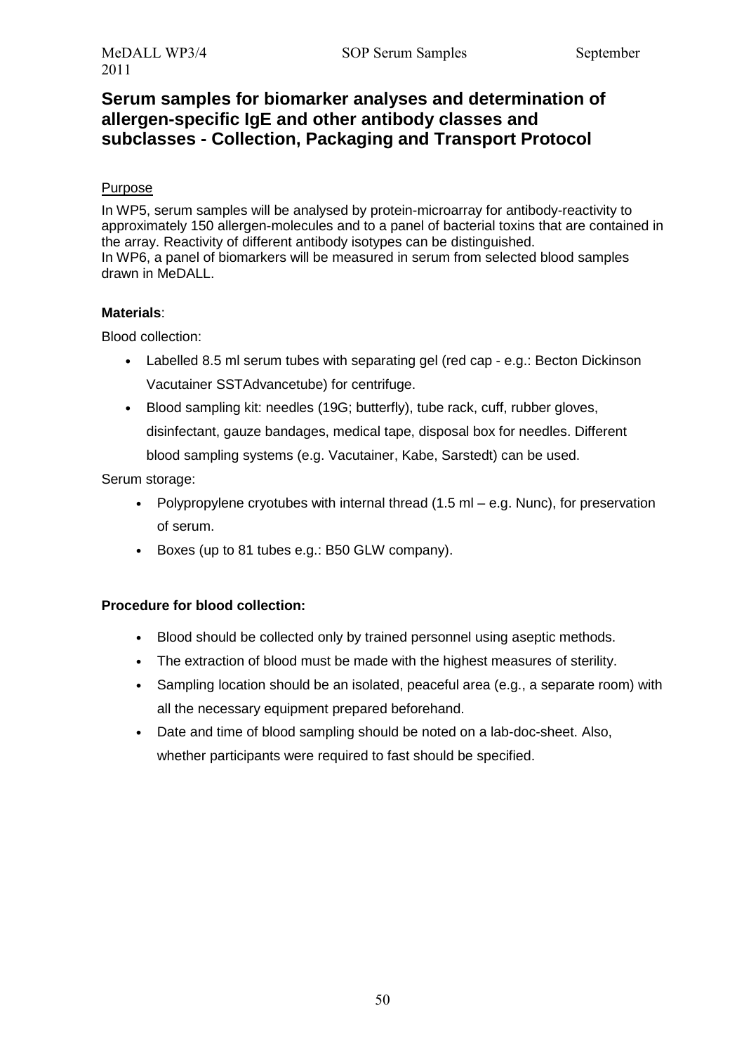## Serum samples for biomarker analyses and determination of allergen-specific IgE and other antibody classes and subclasses - Collection, Packaging and Transport Protocol

Purpose

In WP5, serum samples will be analysed by protein-microarray for antibody-reactivity to approximately 150 allergen-molecules and to a panel of bacterial toxins that are contained in the array. Reactivity of different antibody isotypes can be distinguished.
In WP6, a panel of biomarkers will be measured in serum from selected blood samples drawn in MeDALL.

**Materials**:

Blood collection:

- Labelled 8.5 ml serum tubes with separating gel (red cap - e.g.: Becton Dickinson Vacutainer SSTAdvancetube) for centrifuge.
- Blood sampling kit: needles (19G; butterfly), tube rack, cuff, rubber gloves, disinfectant, gauze bandages, medical tape, disposal box for needles. Different blood sampling systems (e.g. Vacutainer, Kabe, Sarstedt) can be used.

Serum storage:

- Polypropylene cryotubes with internal thread (1.5 ml – e.g. Nunc), for preservation of serum.
- Boxes (up to 81 tubes e.g.: B50 GLW company).

**Procedure for blood collection:**

- Blood should be collected only by trained personnel using aseptic methods.
- The extraction of blood must be made with the highest measures of sterility.
- Sampling location should be an isolated, peaceful area (e.g., a separate room) with all the necessary equipment prepared beforehand.
- Date and time of blood sampling should be noted on a lab-doc-sheet. Also, whether participants were required to fast should be specified.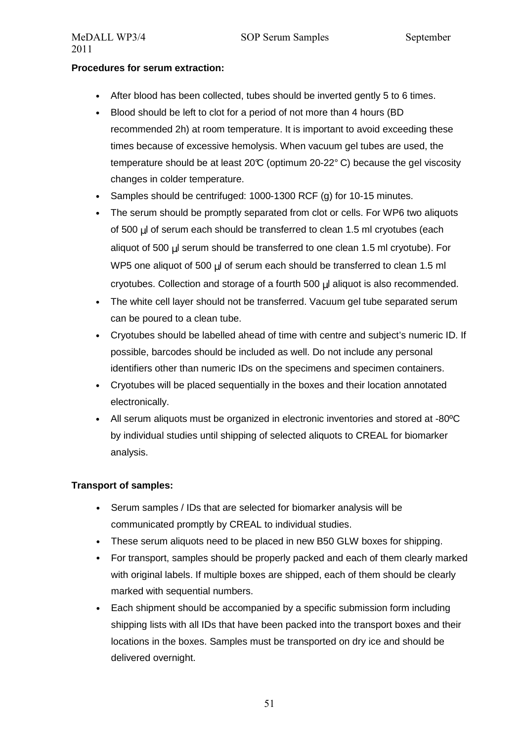**Procedures for serum extraction:**

- After blood has been collected, tubes should be inverted gently 5 to 6 times.
- Blood should be left to clot for a period of not more than 4 hours (BD recommended 2h) at room temperature. It is important to avoid exceeding these times because of excessive hemolysis. When vacuum gel tubes are used, the temperature should be at least 20°C (optimum 20-22° C) because the gel viscosity changes in colder temperature.
- Samples should be centrifuged: 1000-1300 RCF (g) for 10-15 minutes.
- The serum should be promptly separated from clot or cells. For WP6 two aliquots of 500 μl of serum each should be transferred to clean 1.5 ml cryotubes (each aliquot of 500 μl serum should be transferred to one clean 1.5 ml cryotube). For WP5 one aliquot of 500 μl of serum each should be transferred to clean 1.5 ml cryotubes. Collection and storage of a fourth 500 μl aliquot is also recommended.
- The white cell layer should not be transferred. Vacuum gel tube separated serum can be poured to a clean tube.
- Cryotubes should be labelled ahead of time with centre and subject's numeric ID. If possible, barcodes should be included as well. Do not include any personal identifiers other than numeric IDs on the specimens and specimen containers.
- Cryotubes will be placed sequentially in the boxes and their location annotated electronically.
- All serum aliquots must be organized in electronic inventories and stored at -80ºC by individual studies until shipping of selected aliquots to CREAL for biomarker analysis.

**Transport of samples:**

- Serum samples / IDs that are selected for biomarker analysis will be communicated promptly by CREAL to individual studies.
- These serum aliquots need to be placed in new B50 GLW boxes for shipping.
- For transport, samples should be properly packed and each of them clearly marked with original labels. If multiple boxes are shipped, each of them should be clearly marked with sequential numbers.
- Each shipment should be accompanied by a specific submission form including shipping lists with all IDs that have been packed into the transport boxes and their locations in the boxes. Samples must be transported on dry ice and should be delivered overnight.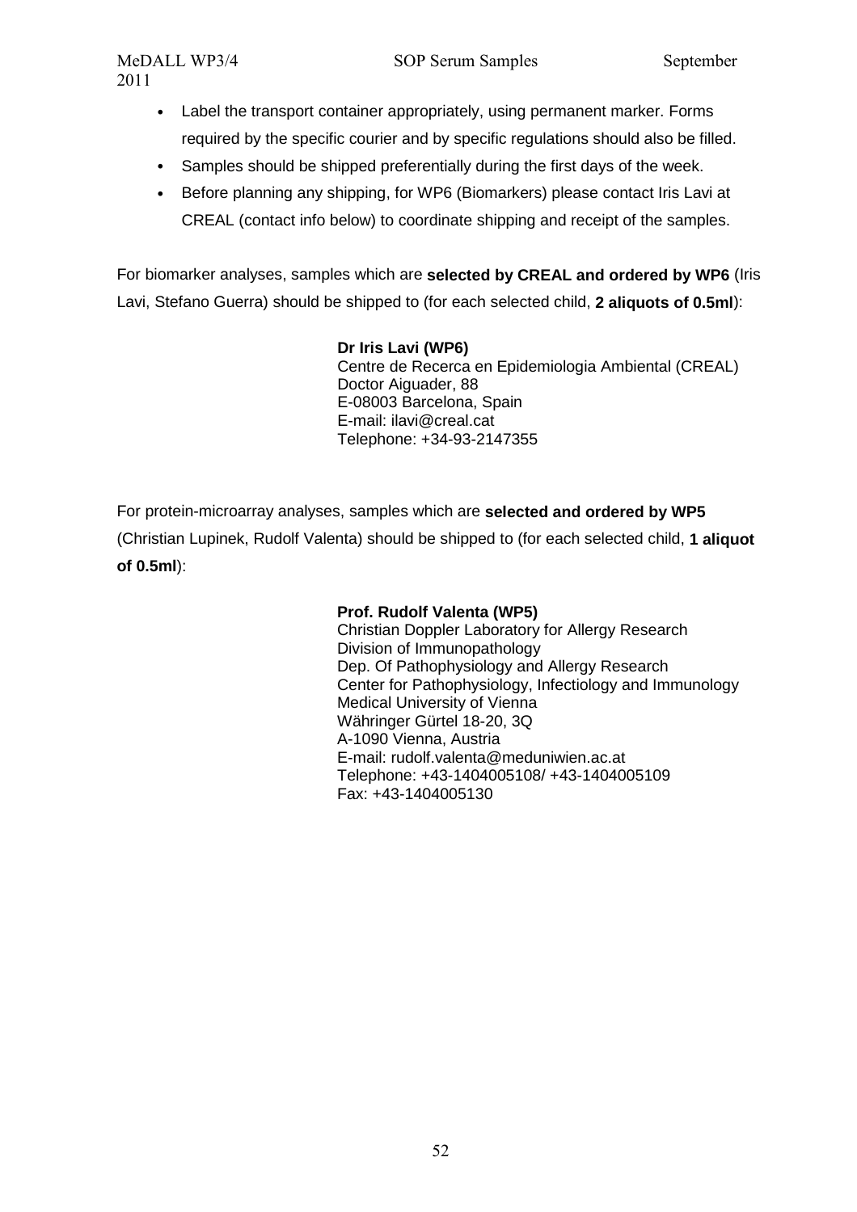- Label the transport container appropriately, using permanent marker. Forms required by the specific courier and by specific regulations should also be filled.
- Samples should be shipped preferentially during the first days of the week.
- Before planning any shipping, for WP6 (Biomarkers) please contact Iris Lavi at CREAL (contact info below) to coordinate shipping and receipt of the samples.

For biomarker analyses, samples which are **selected by CREAL and ordered by WP6** (Iris Lavi, Stefano Guerra) should be shipped to (for each selected child, **2 aliquots of 0.5ml**):

**Dr Iris Lavi (WP6)**
Centre de Recerca en Epidemiologia Ambiental (CREAL)
Doctor Aiguader, 88
E-08003 Barcelona, Spain
E-mail: ilavi@creal.cat
Telephone: +34-93-2147355

For protein-microarray analyses, samples which are **selected and ordered by WP5** (Christian Lupinek, Rudolf Valenta) should be shipped to (for each selected child, **1 aliquot of 0.5ml**):

**Prof. Rudolf Valenta (WP5)**
Christian Doppler Laboratory for Allergy Research
Division of Immunopathology
Dep. Of Pathophysiology and Allergy Research
Center for Pathophysiology, Infectiology and Immunology
Medical University of Vienna
Währinger Gürtel 18-20, 3Q
A-1090 Vienna, Austria
E-mail: rudolf.valenta@meduniwien.ac.at
Telephone: +43-1404005108/ +43-1404005109
Fax: +43-1404005130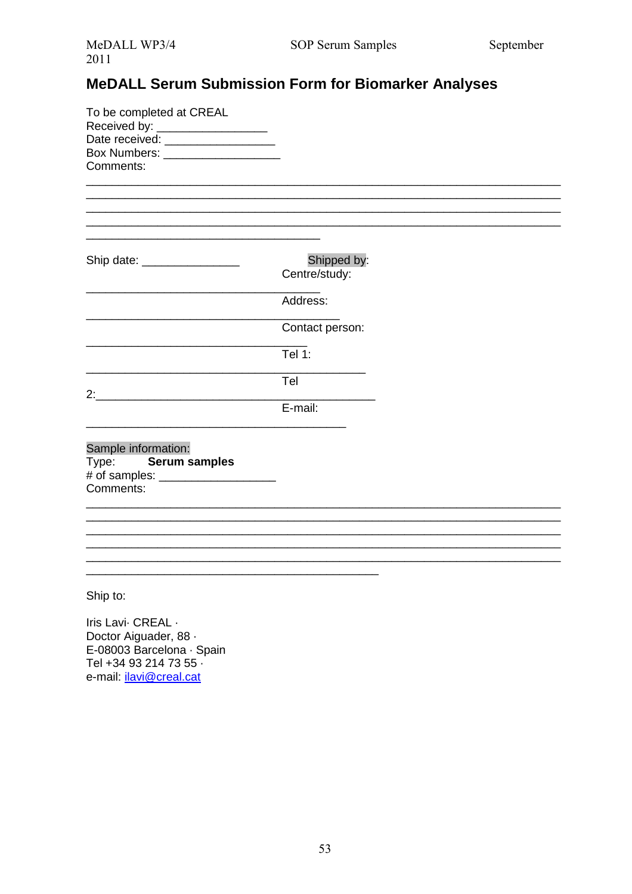# MeDALL Serum Submission Form for Biomarker Analyses

To be completed at CREAL
Received by: _________________
Date received: _________________
Box Numbers: __________________
Comments:

________________________________________________________________________
________________________________________________________________________
________________________________________________________________________
________________________________________________________________________
____________________________________

Ship date: _______________

Shipped by:
Centre/study: ____________________________________
Address: _______________________________________
Contact person: __________________________________
Tel 1: _________________________________________
Tel 2: _________________________________________
E-mail: ________________________________________

Sample information:
Type: **Serum samples**
# of samples: __________________
Comments:

________________________________________________________________________
________________________________________________________________________
________________________________________________________________________
________________________________________________________________________
________________________________________________________________________
_____________________________________________

Ship to:

Iris Lavi· CREAL ·
Doctor Aiguader, 88 ·
E-08003 Barcelona · Spain
Tel +34 93 214 73 55 ·
e-mail: ilavi@creal.cat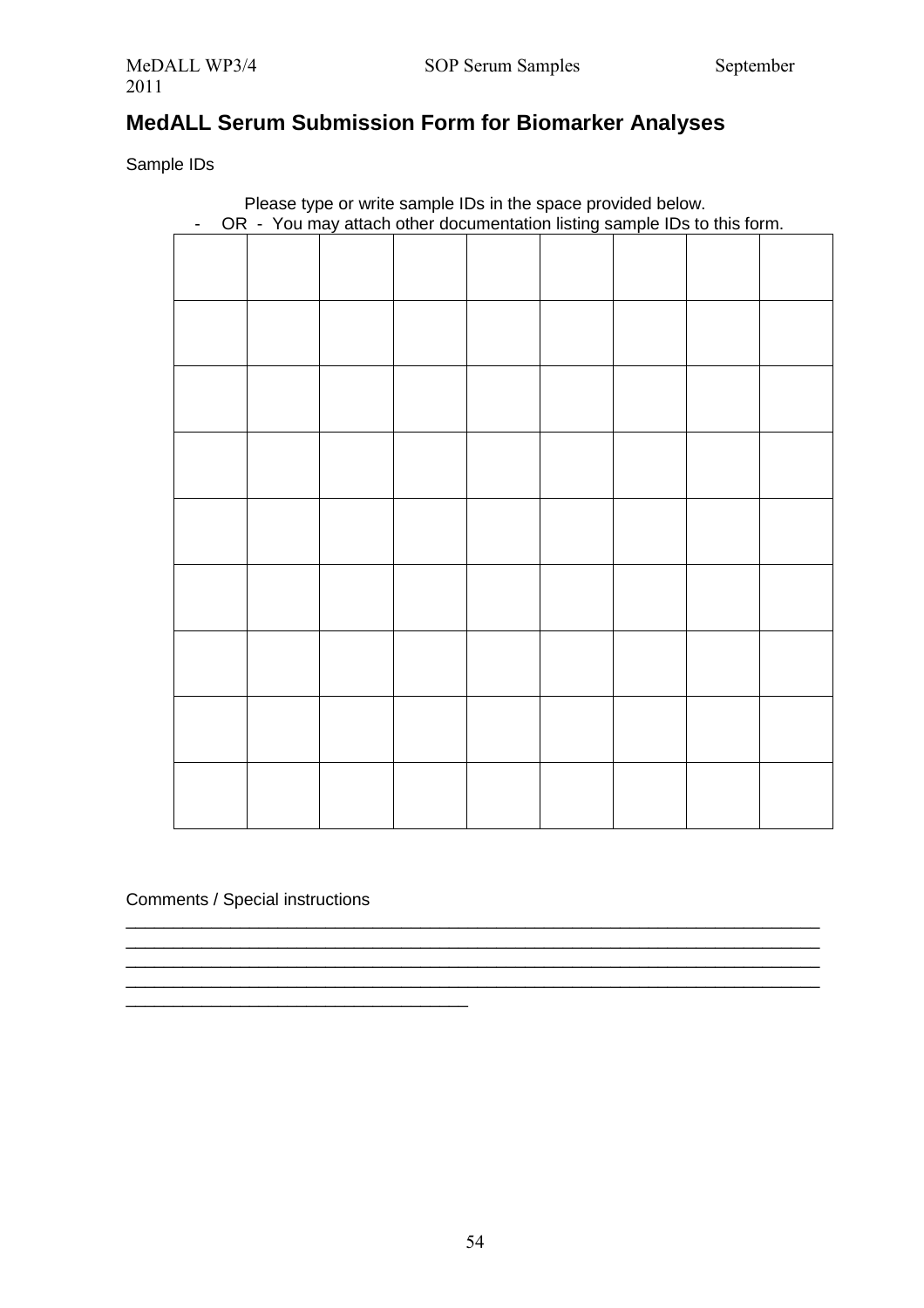## MedALL Serum Submission Form for Biomarker Analyses

Sample IDs

Please type or write sample IDs in the space provided below.

- OR - You may attach other documentation listing sample IDs to this form.

| | | | | | | | | |
|---|---|---|---|---|---|---|---|---|
| | | | | | | | | |
| | | | | | | | | |
| | | | | | | | | |
| | | | | | | | | |
| | | | | | | | | |
| | | | | | | | | |
| | | | | | | | | |
| | | | | | | | | |
| | | | | | | | | |

Comments / Special instructions

______________________________________________________________________________
______________________________________________________________________________
______________________________________________________________________________
______________________________________________________________________________
______________________________________